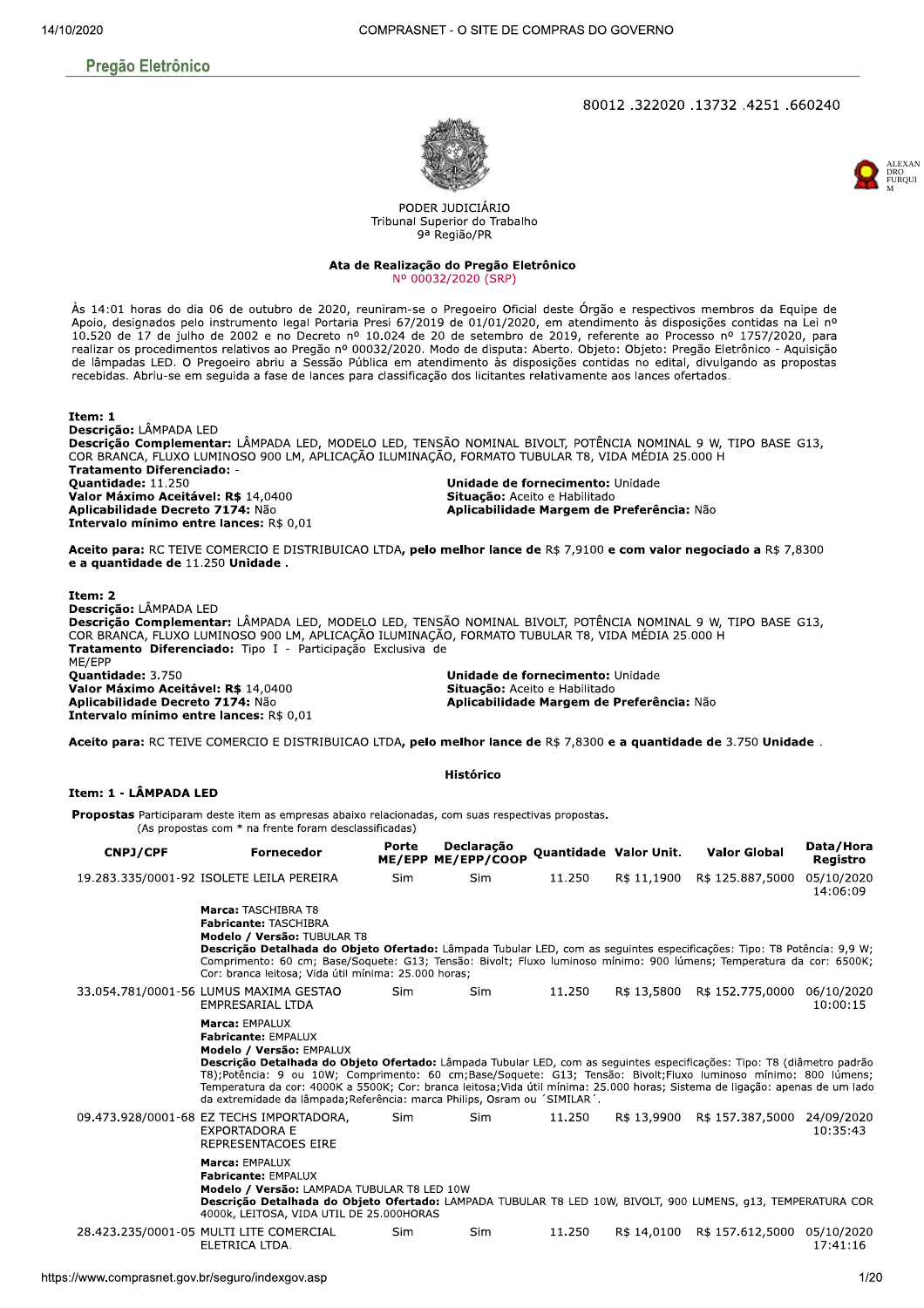## Pregão Eletrônico

80012 .322020 .13732 .4251 .660240

PODER JUDICIÁRIO
Tribunal Superior do Trabalho
9ª Região/PR

### Ata de Realização do Pregão Eletrônico
Nº 00032/2020 (SRP)

Às 14:01 horas do dia 06 de outubro de 2020, reuniram-se o Pregoeiro Oficial deste Órgão e respectivos membros da Equipe de Apoio, designados pelo instrumento legal Portaria Presi 67/2019 de 01/01/2020, em atendimento às disposições contidas na Lei nº 10.520 de 17 de julho de 2002 e no Decreto nº 10.024 de 20 de setembro de 2019, referente ao Processo nº 1757/2020, para realizar os procedimentos relativos ao Pregão nº 00032/2020. Modo de disputa: Aberto. Objeto: Objeto: Pregão Eletrônico - Aquisição de lâmpadas LED. O Pregoeiro abriu a Sessão Pública em atendimento às disposições contidas no edital, divulgando as propostas recebidas. Abriu-se em seguida a fase de lances para classificação dos licitantes relativamente aos lances ofertados.

**Item: 1**
**Descrição:** LÂMPADA LED
**Descrição Complementar:** LÂMPADA LED, MODELO LED, TENSÃO NOMINAL BIVOLT, POTÊNCIA NOMINAL 9 W, TIPO BASE G13, COR BRANCA, FLUXO LUMINOSO 900 LM, APLICAÇÃO ILUMINAÇÃO, FORMATO TUBULAR T8, VIDA MÉDIA 25.000 H
**Tratamento Diferenciado:** -
**Quantidade:** 11.250
**Unidade de fornecimento:** Unidade
**Valor Máximo Aceitável: R$** 14,0400
**Situação:** Aceito e Habilitado
**Aplicabilidade Decreto 7174:** Não
**Aplicabilidade Margem de Preferência:** Não
**Intervalo mínimo entre lances:** R$ 0,01

**Aceito para:** RC TEIVE COMERCIO E DISTRIBUICAO LTDA**, pelo melhor lance de** R$ 7,9100 **e com valor negociado a** R$ 7,8300 **e a quantidade de** 11.250 **Unidade .**

**Item: 2**
**Descrição:** LÂMPADA LED
**Descrição Complementar:** LÂMPADA LED, MODELO LED, TENSÃO NOMINAL BIVOLT, POTÊNCIA NOMINAL 9 W, TIPO BASE G13, COR BRANCA, FLUXO LUMINOSO 900 LM, APLICAÇÃO ILUMINAÇÃO, FORMATO TUBULAR T8, VIDA MÉDIA 25.000 H
**Tratamento Diferenciado:** Tipo I - Participação Exclusiva de ME/EPP
**Quantidade:** 3.750
**Unidade de fornecimento:** Unidade
**Valor Máximo Aceitável: R$** 14,0400
**Situação:** Aceito e Habilitado
**Aplicabilidade Decreto 7174:** Não
**Aplicabilidade Margem de Preferência:** Não
**Intervalo mínimo entre lances:** R$ 0,01

**Aceito para:** RC TEIVE COMERCIO E DISTRIBUICAO LTDA**, pelo melhor lance de** R$ 7,8300 **e a quantidade de** 3.750 **Unidade** .

### Histórico

**Item: 1 - LÂMPADA LED**

**Propostas** Participaram deste item as empresas abaixo relacionadas, com suas respectivas propostas.
(As propostas com * na frente foram desclassificadas)

| CNPJ/CPF | Fornecedor | Porte ME/EPP | Declaração ME/EPP/COOP | Quantidade | Valor Unit. | Valor Global | Data/Hora Registro |
|---|---|---|---|---|---|---|---|
| 19.283.335/0001-92 | ISOLETE LEILA PEREIRA | Sim | Sim | 11.250 | R$ 11,1900 | R$ 125.887,5000 | 05/10/2020 14:06:09 |
| | **Marca:** TASCHIBRA T8 **Fabricante:** TASCHIBRA **Modelo / Versão:** TUBULAR T8 **Descrição Detalhada do Objeto Ofertado:** Lâmpada Tubular LED, com as seguintes especificações: Tipo: T8 Potência: 9,9 W; Comprimento: 60 cm; Base/Soquete: G13; Tensão: Bivolt; Fluxo luminoso mínimo: 900 lúmens; Temperatura da cor: 6500K; Cor: branca leitosa; Vida útil mínima: 25.000 horas; | | | | | | |
| 33.054.781/0001-56 | LUMUS MAXIMA GESTAO EMPRESARIAL LTDA | Sim | Sim | 11.250 | R$ 13,5800 | R$ 152.775,0000 | 06/10/2020 10:00:15 |
| | **Marca:** EMPALUX **Fabricante:** EMPALUX **Modelo / Versão:** EMPALUX **Descrição Detalhada do Objeto Ofertado:** Lâmpada Tubular LED, com as seguintes especificações: Tipo: T8 (diâmetro padrão T8);Potência: 9 ou 10W; Comprimento: 60 cm;Base/Soquete: G13; Tensão: Bivolt;Fluxo luminoso mínimo: 800 lúmens; Temperatura da cor: 4000K a 5500K; Cor: branca leitosa;Vida útil mínima: 25.000 horas; Sistema de ligação: apenas de um lado da extremidade da lâmpada;Referência: marca Philips, Osram ou ´SIMILAR´. | | | | | | |
| 09.473.928/0001-68 | EZ TECHS IMPORTADORA, EXPORTADORA E REPRESENTACOES EIRE | Sim | Sim | 11.250 | R$ 13,9900 | R$ 157.387,5000 | 24/09/2020 10:35:43 |
| | **Marca:** EMPALUX **Fabricante:** EMPALUX **Modelo / Versão:** LAMPADA TUBULAR T8 LED 10W **Descrição Detalhada do Objeto Ofertado:** LAMPADA TUBULAR T8 LED 10W, BIVOLT, 900 LUMENS, g13, TEMPERATURA COR 4000k, LEITOSA, VIDA UTIL DE 25.000HORAS | | | | | | |
| 28.423.235/0001-05 | MULTI LITE COMERCIAL ELETRICA LTDA. | Sim | Sim | 11.250 | R$ 14,0100 | R$ 157.612,5000 | 05/10/2020 17:41:16 |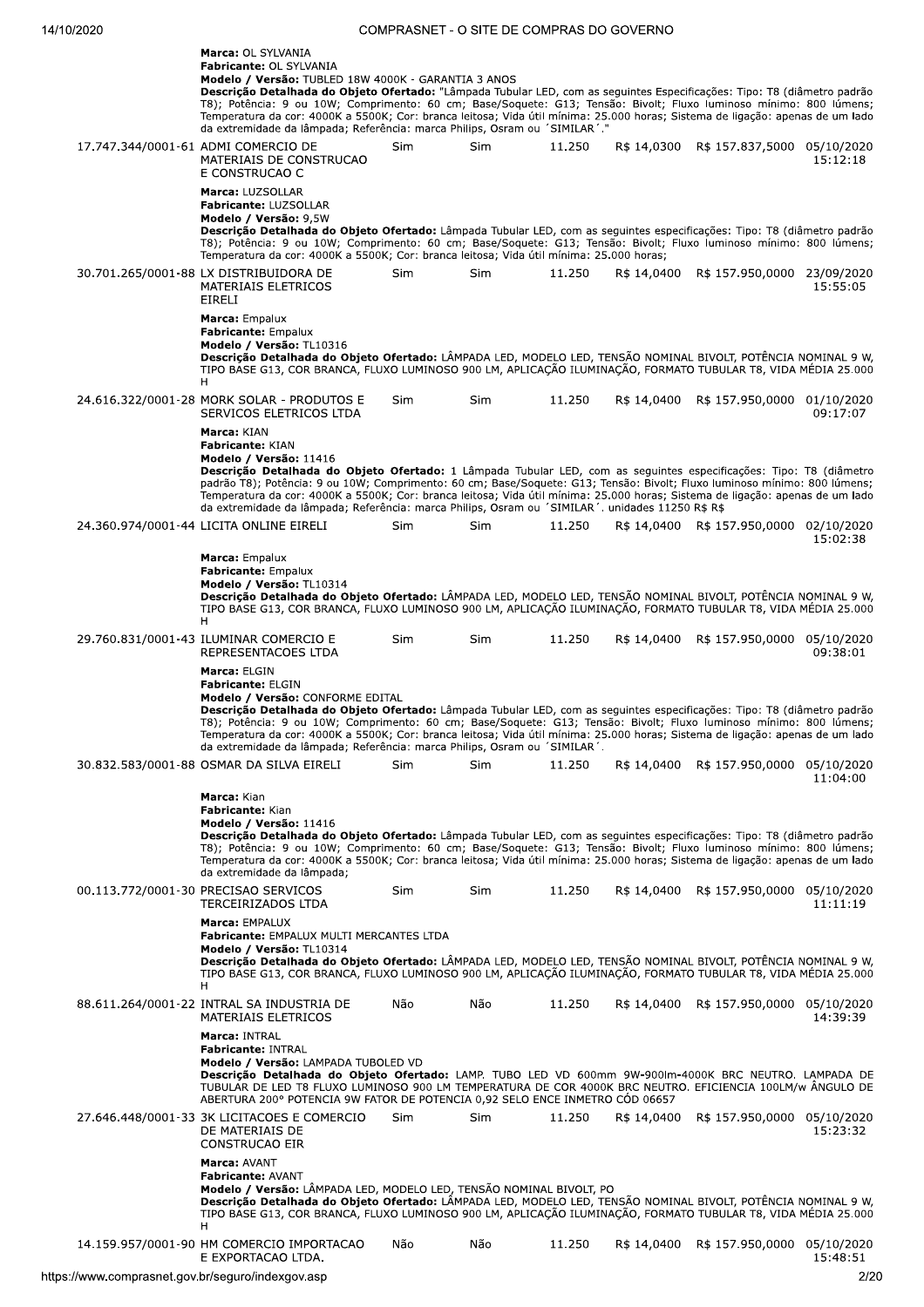**Marca:** OL SYLVANIA
**Fabricante:** OL SYLVANIA
**Modelo / Versão:** TUBLED 18W 4000K - GARANTIA 3 ANOS
**Descrição Detalhada do Objeto Ofertado:** "Lâmpada Tubular LED, com as seguintes Especificações: Tipo: T8 (diâmetro padrão T8); Potência: 9 ou 10W; Comprimento: 60 cm; Base/Soquete: G13; Tensão: Bivolt; Fluxo luminoso mínimo: 800 lúmens; Temperatura da cor: 4000K a 5500K; Cor: branca leitosa; Vida útil mínima: 25.000 horas; Sistema de ligação: apenas de um lado da extremidade da lâmpada; Referência: marca Philips, Osram ou ´SIMILAR´."

| CNPJ | Fornecedor | | | Quantidade | Valor Unitário | Valor Total | Data/Hora |
|---|---|---|---|---|---|---|---|
| 17.747.344/0001-61 | ADMI COMERCIO DE MATERIAIS DE CONSTRUCAO E CONSTRUCAO C | Sim | Sim | 11.250 | R$ 14,0300 | R$ 157.837,5000 | 05/10/2020 15:12:18 |

**Marca:** LUZSOLLAR
**Fabricante:** LUZSOLLAR
**Modelo / Versão:** 9,5W
**Descrição Detalhada do Objeto Ofertado:** Lâmpada Tubular LED, com as seguintes especificações: Tipo: T8 (diâmetro padrão T8); Potência: 9 ou 10W; Comprimento: 60 cm; Base/Soquete: G13; Tensão: Bivolt; Fluxo luminoso mínimo: 800 lúmens; Temperatura da cor: 4000K a 5500K; Cor: branca leitosa; Vida útil mínima: 25.000 horas;

| CNPJ | Fornecedor | | | Quantidade | Valor Unitário | Valor Total | Data/Hora |
|---|---|---|---|---|---|---|---|
| 30.701.265/0001-88 | LX DISTRIBUIDORA DE MATERIAIS ELETRICOS EIRELI | Sim | Sim | 11.250 | R$ 14,0400 | R$ 157.950,0000 | 23/09/2020 15:55:05 |

**Marca:** Empalux
**Fabricante:** Empalux
**Modelo / Versão:** TL10316
**Descrição Detalhada do Objeto Ofertado:** LÂMPADA LED, MODELO LED, TENSÃO NOMINAL BIVOLT, POTÊNCIA NOMINAL 9 W, TIPO BASE G13, COR BRANCA, FLUXO LUMINOSO 900 LM, APLICAÇÃO ILUMINAÇÃO, FORMATO TUBULAR T8, VIDA MÉDIA 25.000 H

| CNPJ | Fornecedor | | | Quantidade | Valor Unitário | Valor Total | Data/Hora |
|---|---|---|---|---|---|---|---|
| 24.616.322/0001-28 | MORK SOLAR - PRODUTOS E SERVICOS ELETRICOS LTDA | Sim | Sim | 11.250 | R$ 14,0400 | R$ 157.950,0000 | 01/10/2020 09:17:07 |

**Marca:** KIAN
**Fabricante:** KIAN
**Modelo / Versão:** 11416
**Descrição Detalhada do Objeto Ofertado:** 1 Lâmpada Tubular LED, com as seguintes especificações: Tipo: T8 (diâmetro padrão T8); Potência: 9 ou 10W; Comprimento: 60 cm; Base/Soquete: G13; Tensão: Bivolt; Fluxo luminoso mínimo: 800 lúmens; Temperatura da cor: 4000K a 5500K; Cor: branca leitosa; Vida útil mínima: 25.000 horas; Sistema de ligação: apenas de um lado da extremidade da lâmpada; Referência: marca Philips, Osram ou ´SIMILAR´. unidades 11250 R$ R$

| CNPJ | Fornecedor | | | Quantidade | Valor Unitário | Valor Total | Data/Hora |
|---|---|---|---|---|---|---|---|
| 24.360.974/0001-44 | LICITA ONLINE EIRELI | Sim | Sim | 11.250 | R$ 14,0400 | R$ 157.950,0000 | 02/10/2020 15:02:38 |

**Marca:** Empalux
**Fabricante:** Empalux
**Modelo / Versão:** TL10314
**Descrição Detalhada do Objeto Ofertado:** LÂMPADA LED, MODELO LED, TENSÃO NOMINAL BIVOLT, POTÊNCIA NOMINAL 9 W, TIPO BASE G13, COR BRANCA, FLUXO LUMINOSO 900 LM, APLICAÇÃO ILUMINAÇÃO, FORMATO TUBULAR T8, VIDA MÉDIA 25.000 H

| CNPJ | Fornecedor | | | Quantidade | Valor Unitário | Valor Total | Data/Hora |
|---|---|---|---|---|---|---|---|
| 29.760.831/0001-43 | ILUMINAR COMERCIO E REPRESENTACOES LTDA | Sim | Sim | 11.250 | R$ 14,0400 | R$ 157.950,0000 | 05/10/2020 09:38:01 |

**Marca:** ELGIN
**Fabricante:** ELGIN
**Modelo / Versão:** CONFORME EDITAL
**Descrição Detalhada do Objeto Ofertado:** Lâmpada Tubular LED, com as seguintes especificações: Tipo: T8 (diâmetro padrão T8); Potência: 9 ou 10W; Comprimento: 60 cm; Base/Soquete: G13; Tensão: Bivolt; Fluxo luminoso mínimo: 800 lúmens; Temperatura da cor: 4000K a 5500K; Cor: branca leitosa; Vida útil mínima: 25.000 horas; Sistema de ligação: apenas de um lado da extremidade da lâmpada; Referência: marca Philips, Osram ou ´SIMILAR´.

| CNPJ | Fornecedor | | | Quantidade | Valor Unitário | Valor Total | Data/Hora |
|---|---|---|---|---|---|---|---|
| 30.832.583/0001-88 | OSMAR DA SILVA EIRELI | Sim | Sim | 11.250 | R$ 14,0400 | R$ 157.950,0000 | 05/10/2020 11:04:00 |

**Marca:** Kian
**Fabricante:** Kian
**Modelo / Versão:** 11416
**Descrição Detalhada do Objeto Ofertado:** Lâmpada Tubular LED, com as seguintes especificações: Tipo: T8 (diâmetro padrão T8); Potência: 9 ou 10W; Comprimento: 60 cm; Base/Soquete: G13; Tensão: Bivolt; Fluxo luminoso mínimo: 800 lúmens; Temperatura da cor: 4000K a 5500K; Cor: branca leitosa; Vida útil mínima: 25.000 horas; Sistema de ligação: apenas de um lado da extremidade da lâmpada;

| CNPJ | Fornecedor | | | Quantidade | Valor Unitário | Valor Total | Data/Hora |
|---|---|---|---|---|---|---|---|
| 00.113.772/0001-30 | PRECISAO SERVICOS TERCEIRIZADOS LTDA | Sim | Sim | 11.250 | R$ 14,0400 | R$ 157.950,0000 | 05/10/2020 11:11:19 |

**Marca:** EMPALUX
**Fabricante:** EMPALUX MULTI MERCANTES LTDA
**Modelo / Versão:** TL10314
**Descrição Detalhada do Objeto Ofertado:** LÂMPADA LED, MODELO LED, TENSÃO NOMINAL BIVOLT, POTÊNCIA NOMINAL 9 W, TIPO BASE G13, COR BRANCA, FLUXO LUMINOSO 900 LM, APLICAÇÃO ILUMINAÇÃO, FORMATO TUBULAR T8, VIDA MÉDIA 25.000 H

| CNPJ | Fornecedor | | | Quantidade | Valor Unitário | Valor Total | Data/Hora |
|---|---|---|---|---|---|---|---|
| 88.611.264/0001-22 | INTRAL SA INDUSTRIA DE MATERIAIS ELETRICOS | Não | Não | 11.250 | R$ 14,0400 | R$ 157.950,0000 | 05/10/2020 14:39:39 |

**Marca:** INTRAL
**Fabricante:** INTRAL
**Modelo / Versão:** LAMPADA TUBOLED VD
**Descrição Detalhada do Objeto Ofertado:** LAMP. TUBO LED VD 600mm 9W-900lm-4000K BRC NEUTRO. LAMPADA DE TUBULAR DE LED T8 FLUXO LUMINOSO 900 LM TEMPERATURA DE COR 4000K BRC NEUTRO. EFICIENCIA 100LM/w ÂNGULO DE ABERTURA 200° POTENCIA 9W FATOR DE POTENCIA 0,92 SELO ENCE INMETRO CÓD 06657

| CNPJ | Fornecedor | | | Quantidade | Valor Unitário | Valor Total | Data/Hora |
|---|---|---|---|---|---|---|---|
| 27.646.448/0001-33 | 3K LICITACOES E COMERCIO DE MATERIAIS DE CONSTRUCAO EIR | Sim | Sim | 11.250 | R$ 14,0400 | R$ 157.950,0000 | 05/10/2020 15:23:32 |

**Marca:** AVANT
**Fabricante:** AVANT
**Modelo / Versão:** LÂMPADA LED, MODELO LED, TENSÃO NOMINAL BIVOLT, PO
**Descrição Detalhada do Objeto Ofertado:** LÂMPADA LED, MODELO LED, TENSÃO NOMINAL BIVOLT, POTÊNCIA NOMINAL 9 W, TIPO BASE G13, COR BRANCA, FLUXO LUMINOSO 900 LM, APLICAÇÃO ILUMINAÇÃO, FORMATO TUBULAR T8, VIDA MÉDIA 25.000 H

| CNPJ | Fornecedor | | | Quantidade | Valor Unitário | Valor Total | Data/Hora |
|---|---|---|---|---|---|---|---|
| 14.159.957/0001-90 | HM COMERCIO IMPORTACAO E EXPORTACAO LTDA. | Não | Não | 11.250 | R$ 14,0400 | R$ 157.950,0000 | 05/10/2020 15:48:51 |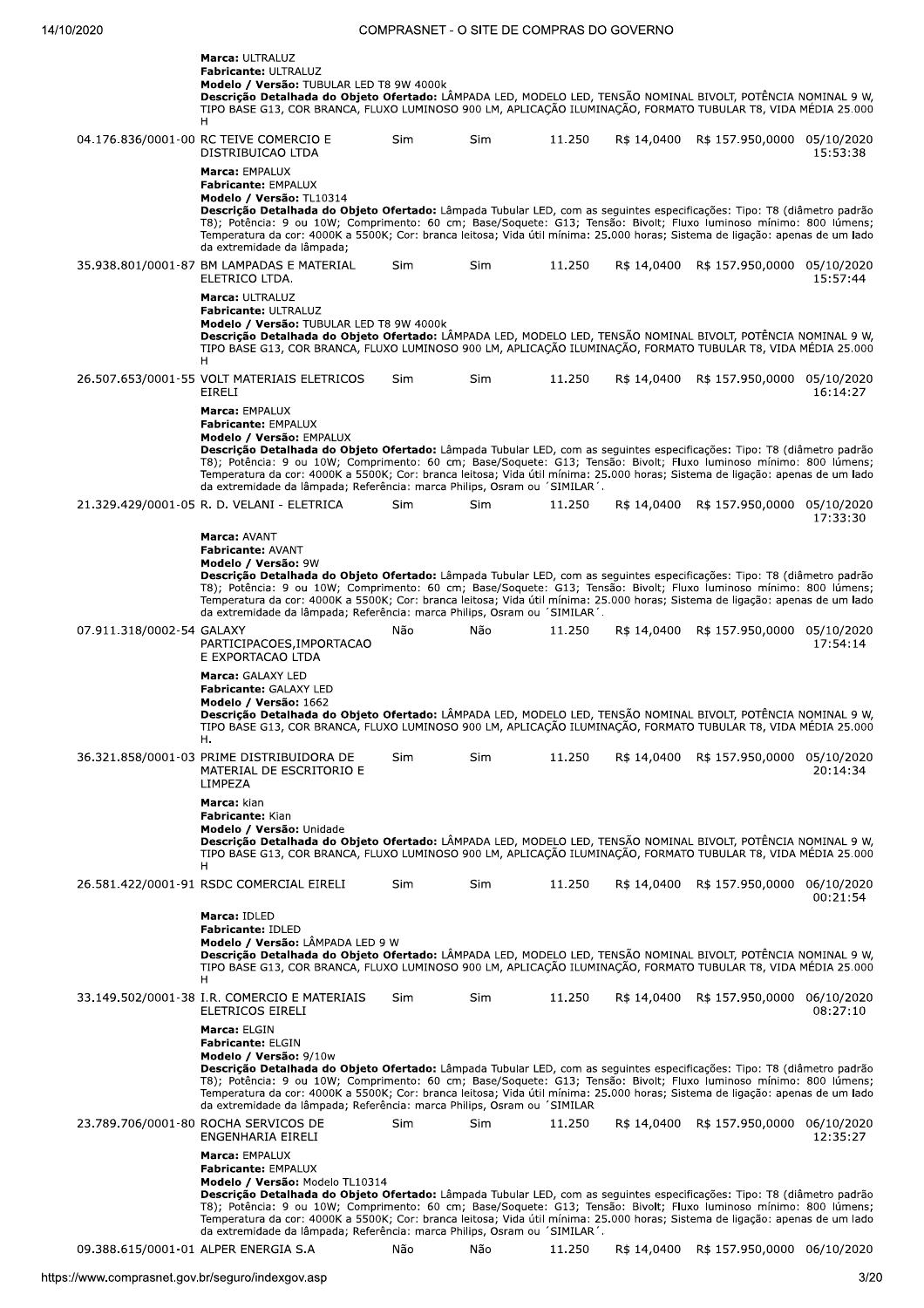**Marca:** ULTRALUZ
**Fabricante:** ULTRALUZ
**Modelo / Versão:** TUBULAR LED T8 9W 4000k
**Descrição Detalhada do Objeto Ofertado:** LÂMPADA LED, MODELO LED, TENSÃO NOMINAL BIVOLT, POTÊNCIA NOMINAL 9 W, TIPO BASE G13, COR BRANCA, FLUXO LUMINOSO 900 LM, APLICAÇÃO ILUMINAÇÃO, FORMATO TUBULAR T8, VIDA MÉDIA 25.000 H

| | | | | | | | |
|---|---|---|---|---|---|---|---|
| 04.176.836/0001-00 | RC TEIVE COMERCIO E DISTRIBUICAO LTDA | Sim | Sim | 11.250 | R$ 14,0400 | R$ 157.950,0000 | 05/10/2020 15:53:38 |

**Marca:** EMPALUX
**Fabricante:** EMPALUX
**Modelo / Versão:** TL10314
**Descrição Detalhada do Objeto Ofertado:** Lâmpada Tubular LED, com as seguintes especificações: Tipo: T8 (diâmetro padrão T8); Potência: 9 ou 10W; Comprimento: 60 cm; Base/Soquete: G13; Tensão: Bivolt; Fluxo luminoso mínimo: 800 lúmens; Temperatura da cor: 4000K a 5500K; Cor: branca leitosa; Vida útil mínima: 25.000 horas; Sistema de ligação: apenas de um lado da extremidade da lâmpada;

| | | | | | | | |
|---|---|---|---|---|---|---|---|
| 35.938.801/0001-87 | BM LAMPADAS E MATERIAL ELETRICO LTDA. | Sim | Sim | 11.250 | R$ 14,0400 | R$ 157.950,0000 | 05/10/2020 15:57:44 |

**Marca:** ULTRALUZ
**Fabricante:** ULTRALUZ
**Modelo / Versão:** TUBULAR LED T8 9W 4000k
**Descrição Detalhada do Objeto Ofertado:** LÂMPADA LED, MODELO LED, TENSÃO NOMINAL BIVOLT, POTÊNCIA NOMINAL 9 W, TIPO BASE G13, COR BRANCA, FLUXO LUMINOSO 900 LM, APLICAÇÃO ILUMINAÇÃO, FORMATO TUBULAR T8, VIDA MÉDIA 25.000 H

| | | | | | | | |
|---|---|---|---|---|---|---|---|
| 26.507.653/0001-55 | VOLT MATERIAIS ELETRICOS EIRELI | Sim | Sim | 11.250 | R$ 14,0400 | R$ 157.950,0000 | 05/10/2020 16:14:27 |

**Marca:** EMPALUX
**Fabricante:** EMPALUX
**Modelo / Versão:** EMPALUX
**Descrição Detalhada do Objeto Ofertado:** Lâmpada Tubular LED, com as seguintes especificações: Tipo: T8 (diâmetro padrão T8); Potência: 9 ou 10W; Comprimento: 60 cm; Base/Soquete: G13; Tensão: Bivolt; Fluxo luminoso mínimo: 800 lúmens; Temperatura da cor: 4000K a 5500K; Cor: branca leitosa; Vida útil mínima: 25.000 horas; Sistema de ligação: apenas de um lado da extremidade da lâmpada; Referência: marca Philips, Osram ou ´SIMILAR´.

| | | | | | | | |
|---|---|---|---|---|---|---|---|
| 21.329.429/0001-05 | R. D. VELANI - ELETRICA | Sim | Sim | 11.250 | R$ 14,0400 | R$ 157.950,0000 | 05/10/2020 17:33:30 |

**Marca:** AVANT
**Fabricante:** AVANT
**Modelo / Versão:** 9W
**Descrição Detalhada do Objeto Ofertado:** Lâmpada Tubular LED, com as seguintes especificações: Tipo: T8 (diâmetro padrão T8); Potência: 9 ou 10W; Comprimento: 60 cm; Base/Soquete: G13; Tensão: Bivolt; Fluxo luminoso mínimo: 800 lúmens; Temperatura da cor: 4000K a 5500K; Cor: branca leitosa; Vida útil mínima: 25.000 horas; Sistema de ligação: apenas de um lado da extremidade da lâmpada; Referência: marca Philips, Osram ou ´SIMILAR´.

| | | | | | | | |
|---|---|---|---|---|---|---|---|
| 07.911.318/0002-54 | GALAXY PARTICIPACOES,IMPORTACAO E EXPORTACAO LTDA | Não | Não | 11.250 | R$ 14,0400 | R$ 157.950,0000 | 05/10/2020 17:54:14 |

**Marca:** GALAXY LED
**Fabricante:** GALAXY LED
**Modelo / Versão:** 1662
**Descrição Detalhada do Objeto Ofertado:** LÂMPADA LED, MODELO LED, TENSÃO NOMINAL BIVOLT, POTÊNCIA NOMINAL 9 W, TIPO BASE G13, COR BRANCA, FLUXO LUMINOSO 900 LM, APLICAÇÃO ILUMINAÇÃO, FORMATO TUBULAR T8, VIDA MÉDIA 25.000 H.

| | | | | | | | |
|---|---|---|---|---|---|---|---|
| 36.321.858/0001-03 | PRIME DISTRIBUIDORA DE MATERIAL DE ESCRITORIO E LIMPEZA | Sim | Sim | 11.250 | R$ 14,0400 | R$ 157.950,0000 | 05/10/2020 20:14:34 |

**Marca:** kian
**Fabricante:** Kian
**Modelo / Versão:** Unidade
**Descrição Detalhada do Objeto Ofertado:** LÂMPADA LED, MODELO LED, TENSÃO NOMINAL BIVOLT, POTÊNCIA NOMINAL 9 W, TIPO BASE G13, COR BRANCA, FLUXO LUMINOSO 900 LM, APLICAÇÃO ILUMINAÇÃO, FORMATO TUBULAR T8, VIDA MÉDIA 25.000 H

| | | | | | | | |
|---|---|---|---|---|---|---|---|
| 26.581.422/0001-91 | RSDC COMERCIAL EIRELI | Sim | Sim | 11.250 | R$ 14,0400 | R$ 157.950,0000 | 06/10/2020 00:21:54 |

**Marca:** IDLED
**Fabricante:** IDLED
**Modelo / Versão:** LÂMPADA LED 9 W
**Descrição Detalhada do Objeto Ofertado:** LÂMPADA LED, MODELO LED, TENSÃO NOMINAL BIVOLT, POTÊNCIA NOMINAL 9 W, TIPO BASE G13, COR BRANCA, FLUXO LUMINOSO 900 LM, APLICAÇÃO ILUMINAÇÃO, FORMATO TUBULAR T8, VIDA MÉDIA 25.000 H

| | | | | | | | |
|---|---|---|---|---|---|---|---|
| 33.149.502/0001-38 | I.R. COMERCIO E MATERIAIS ELETRICOS EIRELI | Sim | Sim | 11.250 | R$ 14,0400 | R$ 157.950,0000 | 06/10/2020 08:27:10 |

**Marca:** ELGIN
**Fabricante:** ELGIN
**Modelo / Versão:** 9/10w
**Descrição Detalhada do Objeto Ofertado:** Lâmpada Tubular LED, com as seguintes especificações: Tipo: T8 (diâmetro padrão T8); Potência: 9 ou 10W; Comprimento: 60 cm; Base/Soquete: G13; Tensão: Bivolt; Fluxo luminoso mínimo: 800 lúmens; Temperatura da cor: 4000K a 5500K; Cor: branca leitosa; Vida útil mínima: 25.000 horas; Sistema de ligação: apenas de um lado da extremidade da lâmpada; Referência: marca Philips, Osram ou ´SIMILAR

| | | | | | | | |
|---|---|---|---|---|---|---|---|
| 23.789.706/0001-80 | ROCHA SERVICOS DE ENGENHARIA EIRELI | Sim | Sim | 11.250 | R$ 14,0400 | R$ 157.950,0000 | 06/10/2020 12:35:27 |

**Marca:** EMPALUX
**Fabricante:** EMPALUX
**Modelo / Versão:** Modelo TL10314
**Descrição Detalhada do Objeto Ofertado:** Lâmpada Tubular LED, com as seguintes especificações: Tipo: T8 (diâmetro padrão T8); Potência: 9 ou 10W; Comprimento: 60 cm; Base/Soquete: G13; Tensão: Bivolt; Fluxo luminoso mínimo: 800 lúmens; Temperatura da cor: 4000K a 5500K; Cor: branca leitosa; Vida útil mínima: 25.000 horas; Sistema de ligação: apenas de um lado da extremidade da lâmpada; Referência: marca Philips, Osram ou ´SIMILAR´.

| | | | | | | | |
|---|---|---|---|---|---|---|---|
| 09.388.615/0001-01 | ALPER ENERGIA S.A | Não | Não | 11.250 | R$ 14,0400 | R$ 157.950,0000 | 06/10/2020 |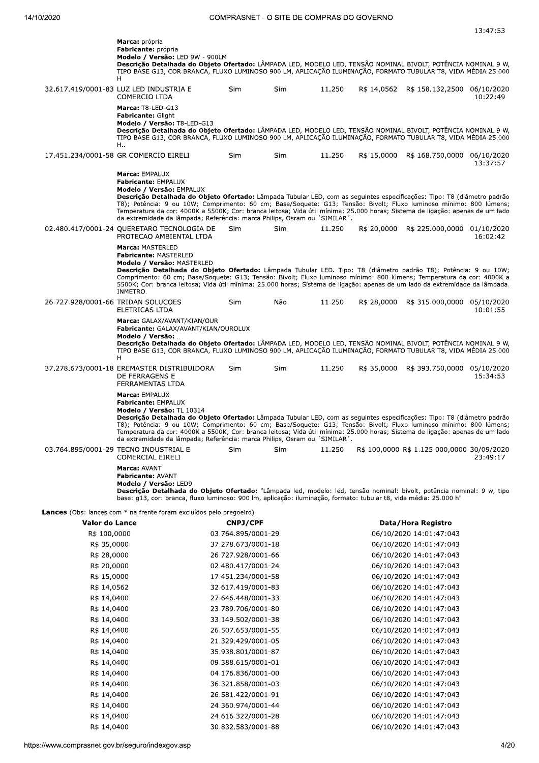**Marca:** própria
**Fabricante:** própria
**Modelo / Versão:** LED 9W - 900LM
**Descrição Detalhada do Objeto Ofertado:** LÂMPADA LED, MODELO LED, TENSÃO NOMINAL BIVOLT, POTÊNCIA NOMINAL 9 W, TIPO BASE G13, COR BRANCA, FLUXO LUMINOSO 900 LM, APLICAÇÃO ILUMINAÇÃO, FORMATO TUBULAR T8, VIDA MÉDIA 25.000 H

| | | | | | | | |
|---|---|---|---|---|---|---|---|
| 32.617.419/0001-83 | LUZ LED INDUSTRIA E COMERCIO LTDA | Sim | Sim | 11.250 | R$ 14,0562 | R$ 158.132,2500 | 06/10/2020 10:22:49 |

**Marca:** T8-LED-G13
**Fabricante:** Glight
**Modelo / Versão:** T8-LED-G13
**Descrição Detalhada do Objeto Ofertado:** LÂMPADA LED, MODELO LED, TENSÃO NOMINAL BIVOLT, POTÊNCIA NOMINAL 9 W, TIPO BASE G13, COR BRANCA, FLUXO LUMINOSO 900 LM, APLICAÇÃO ILUMINAÇÃO, FORMATO TUBULAR T8, VIDA MÉDIA 25.000 H..

| | | | | | | | |
|---|---|---|---|---|---|---|---|
| 17.451.234/0001-58 | GR COMERCIO EIRELI | Sim | Sim | 11.250 | R$ 15,0000 | R$ 168.750,0000 | 06/10/2020 13:37:57 |

**Marca:** EMPALUX
**Fabricante:** EMPALUX
**Modelo / Versão:** EMPALUX
**Descrição Detalhada do Objeto Ofertado:** Lâmpada Tubular LED, com as seguintes especificações: Tipo: T8 (diâmetro padrão T8); Potência: 9 ou 10W; Comprimento: 60 cm; Base/Soquete: G13; Tensão: Bivolt; Fluxo luminoso mínimo: 800 lúmens; Temperatura da cor: 4000K a 5500K; Cor: branca leitosa; Vida útil mínima: 25.000 horas; Sistema de ligação: apenas de um lado da extremidade da lâmpada; Referência: marca Philips, Osram ou ´SIMILAR´.

| | | | | | | | |
|---|---|---|---|---|---|---|---|
| 02.480.417/0001-24 | QUERETARO TECNOLOGIA DE PROTECAO AMBIENTAL LTDA | Sim | Sim | 11.250 | R$ 20,0000 | R$ 225.000,0000 | 01/10/2020 16:02:42 |

**Marca:** MASTERLED
**Fabricante:** MASTERLED
**Modelo / Versão:** MASTERLED
**Descrição Detalhada do Objeto Ofertado:** Lâmpada Tubular LED. Tipo: T8 (diâmetro padrão T8); Potência: 9 ou 10W; Comprimento: 60 cm; Base/Soquete: G13; Tensão: Bivolt; Fluxo luminoso mínimo: 800 lúmens; Temperatura da cor: 4000K a 5500K; Cor: branca leitosa; Vida útil mínima: 25.000 horas; Sistema de ligação: apenas de um lado da extremidade da lâmpada. INMETRO.

| | | | | | | | |
|---|---|---|---|---|---|---|---|
| 26.727.928/0001-66 | TRIDAN SOLUCOES ELETRICAS LTDA | Sim | Não | 11.250 | R$ 28,0000 | R$ 315.000,0000 | 05/10/2020 10:01:55 |

**Marca:** GALAX/AVANT/KIAN/OUR
**Fabricante:** GALAX/AVANT/KIAN/OUROLUX
**Modelo / Versão:** ..
**Descrição Detalhada do Objeto Ofertado:** LÂMPADA LED, MODELO LED, TENSÃO NOMINAL BIVOLT, POTÊNCIA NOMINAL 9 W, TIPO BASE G13, COR BRANCA, FLUXO LUMINOSO 900 LM, APLICAÇÃO ILUMINAÇÃO, FORMATO TUBULAR T8, VIDA MÉDIA 25.000 H

| | | | | | | | |
|---|---|---|---|---|---|---|---|
| 37.278.673/0001-18 | EREMASTER DISTRIBUIDORA DE FERRAGENS E FERRAMENTAS LTDA | Sim | Sim | 11.250 | R$ 35,0000 | R$ 393.750,0000 | 05/10/2020 15:34:53 |

**Marca:** EMPALUX
**Fabricante:** EMPALUX
**Modelo / Versão:** TL 10314
**Descrição Detalhada do Objeto Ofertado:** Lâmpada Tubular LED, com as seguintes especificações: Tipo: T8 (diâmetro padrão T8); Potência: 9 ou 10W; Comprimento: 60 cm; Base/Soquete: G13; Tensão: Bivolt; Fluxo luminoso mínimo: 800 lúmens; Temperatura da cor: 4000K a 5500K; Cor: branca leitosa; Vida útil mínima: 25.000 horas; Sistema de ligação: apenas de um lado da extremidade da lâmpada; Referência: marca Philips, Osram ou ´SIMILAR´.

| | | | | | | | |
|---|---|---|---|---|---|---|---|
| 03.764.895/0001-29 | TECNO INDUSTRIAL E COMERCIAL EIRELI | Sim | Sim | 11.250 | R$ 100,0000 | R$ 1.125.000,0000 | 30/09/2020 23:49:17 |

**Marca:** AVANT
**Fabricante:** AVANT
**Modelo / Versão:** LED9
**Descrição Detalhada do Objeto Ofertado:** "Lâmpada led, modelo: led, tensão nominal: bivolt, potência nominal: 9 w, tipo base: g13, cor: branca, fluxo luminoso: 900 lm, aplicação: iluminação, formato: tubular t8, vida média: 25.000 h"

**Lances** (Obs: lances com * na frente foram excluídos pelo pregoeiro)

| Valor do Lance | CNPJ/CPF | Data/Hora Registro |
|---|---|---|
| R$ 100,0000 | 03.764.895/0001-29 | 06/10/2020 14:01:47:043 |
| R$ 35,0000 | 37.278.673/0001-18 | 06/10/2020 14:01:47:043 |
| R$ 28,0000 | 26.727.928/0001-66 | 06/10/2020 14:01:47:043 |
| R$ 20,0000 | 02.480.417/0001-24 | 06/10/2020 14:01:47:043 |
| R$ 15,0000 | 17.451.234/0001-58 | 06/10/2020 14:01:47:043 |
| R$ 14,0562 | 32.617.419/0001-83 | 06/10/2020 14:01:47:043 |
| R$ 14,0400 | 27.646.448/0001-33 | 06/10/2020 14:01:47:043 |
| R$ 14,0400 | 23.789.706/0001-80 | 06/10/2020 14:01:47:043 |
| R$ 14,0400 | 33.149.502/0001-38 | 06/10/2020 14:01:47:043 |
| R$ 14,0400 | 26.507.653/0001-55 | 06/10/2020 14:01:47:043 |
| R$ 14,0400 | 21.329.429/0001-05 | 06/10/2020 14:01:47:043 |
| R$ 14,0400 | 35.938.801/0001-87 | 06/10/2020 14:01:47:043 |
| R$ 14,0400 | 09.388.615/0001-01 | 06/10/2020 14:01:47:043 |
| R$ 14,0400 | 04.176.836/0001-00 | 06/10/2020 14:01:47:043 |
| R$ 14,0400 | 36.321.858/0001-03 | 06/10/2020 14:01:47:043 |
| R$ 14,0400 | 26.581.422/0001-91 | 06/10/2020 14:01:47:043 |
| R$ 14,0400 | 24.360.974/0001-44 | 06/10/2020 14:01:47:043 |
| R$ 14,0400 | 24.616.322/0001-28 | 06/10/2020 14:01:47:043 |
| R$ 14,0400 | 30.832.583/0001-88 | 06/10/2020 14:01:47:043 |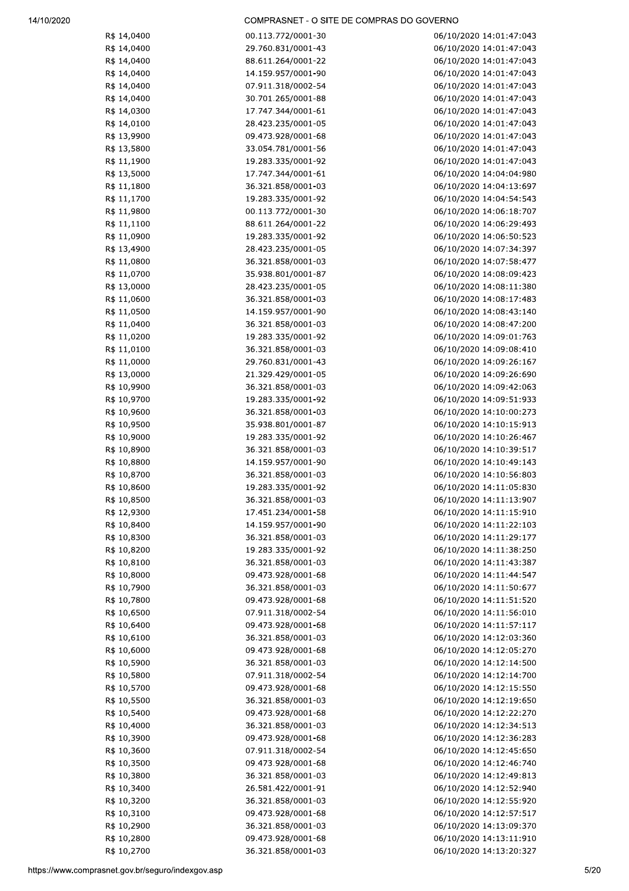| | | |
|---|---|---|
| R$ 14,0400 | 00.113.772/0001-30 | 06/10/2020 14:01:47:043 |
| R$ 14,0400 | 29.760.831/0001-43 | 06/10/2020 14:01:47:043 |
| R$ 14,0400 | 88.611.264/0001-22 | 06/10/2020 14:01:47:043 |
| R$ 14,0400 | 14.159.957/0001-90 | 06/10/2020 14:01:47:043 |
| R$ 14,0400 | 07.911.318/0002-54 | 06/10/2020 14:01:47:043 |
| R$ 14,0400 | 30.701.265/0001-88 | 06/10/2020 14:01:47:043 |
| R$ 14,0300 | 17.747.344/0001-61 | 06/10/2020 14:01:47:043 |
| R$ 14,0100 | 28.423.235/0001-05 | 06/10/2020 14:01:47:043 |
| R$ 13,9900 | 09.473.928/0001-68 | 06/10/2020 14:01:47:043 |
| R$ 13,5800 | 33.054.781/0001-56 | 06/10/2020 14:01:47:043 |
| R$ 11,1900 | 19.283.335/0001-92 | 06/10/2020 14:01:47:043 |
| R$ 13,5000 | 17.747.344/0001-61 | 06/10/2020 14:04:04:980 |
| R$ 11,1800 | 36.321.858/0001-03 | 06/10/2020 14:04:13:697 |
| R$ 11,1700 | 19.283.335/0001-92 | 06/10/2020 14:04:54:543 |
| R$ 11,9800 | 00.113.772/0001-30 | 06/10/2020 14:06:18:707 |
| R$ 11,1100 | 88.611.264/0001-22 | 06/10/2020 14:06:29:493 |
| R$ 11,0900 | 19.283.335/0001-92 | 06/10/2020 14:06:50:523 |
| R$ 13,4900 | 28.423.235/0001-05 | 06/10/2020 14:07:34:397 |
| R$ 11,0800 | 36.321.858/0001-03 | 06/10/2020 14:07:58:477 |
| R$ 11,0700 | 35.938.801/0001-87 | 06/10/2020 14:08:09:423 |
| R$ 13,0000 | 28.423.235/0001-05 | 06/10/2020 14:08:11:380 |
| R$ 11,0600 | 36.321.858/0001-03 | 06/10/2020 14:08:17:483 |
| R$ 11,0500 | 14.159.957/0001-90 | 06/10/2020 14:08:43:140 |
| R$ 11,0400 | 36.321.858/0001-03 | 06/10/2020 14:08:47:200 |
| R$ 11,0200 | 19.283.335/0001-92 | 06/10/2020 14:09:01:763 |
| R$ 11,0100 | 36.321.858/0001-03 | 06/10/2020 14:09:08:410 |
| R$ 11,0000 | 29.760.831/0001-43 | 06/10/2020 14:09:26:167 |
| R$ 13,0000 | 21.329.429/0001-05 | 06/10/2020 14:09:26:690 |
| R$ 10,9900 | 36.321.858/0001-03 | 06/10/2020 14:09:42:063 |
| R$ 10,9700 | 19.283.335/0001-92 | 06/10/2020 14:09:51:933 |
| R$ 10,9600 | 36.321.858/0001-03 | 06/10/2020 14:10:00:273 |
| R$ 10,9500 | 35.938.801/0001-87 | 06/10/2020 14:10:15:913 |
| R$ 10,9000 | 19.283.335/0001-92 | 06/10/2020 14:10:26:467 |
| R$ 10,8900 | 36.321.858/0001-03 | 06/10/2020 14:10:39:517 |
| R$ 10,8800 | 14.159.957/0001-90 | 06/10/2020 14:10:49:143 |
| R$ 10,8700 | 36.321.858/0001-03 | 06/10/2020 14:10:56:803 |
| R$ 10,8600 | 19.283.335/0001-92 | 06/10/2020 14:11:05:830 |
| R$ 10,8500 | 36.321.858/0001-03 | 06/10/2020 14:11:13:907 |
| R$ 12,9300 | 17.451.234/0001-58 | 06/10/2020 14:11:15:910 |
| R$ 10,8400 | 14.159.957/0001-90 | 06/10/2020 14:11:22:103 |
| R$ 10,8300 | 36.321.858/0001-03 | 06/10/2020 14:11:29:177 |
| R$ 10,8200 | 19.283.335/0001-92 | 06/10/2020 14:11:38:250 |
| R$ 10,8100 | 36.321.858/0001-03 | 06/10/2020 14:11:43:387 |
| R$ 10,8000 | 09.473.928/0001-68 | 06/10/2020 14:11:44:547 |
| R$ 10,7900 | 36.321.858/0001-03 | 06/10/2020 14:11:50:677 |
| R$ 10,7800 | 09.473.928/0001-68 | 06/10/2020 14:11:51:520 |
| R$ 10,6500 | 07.911.318/0002-54 | 06/10/2020 14:11:56:010 |
| R$ 10,6400 | 09.473.928/0001-68 | 06/10/2020 14:11:57:117 |
| R$ 10,6100 | 36.321.858/0001-03 | 06/10/2020 14:12:03:360 |
| R$ 10,6000 | 09.473.928/0001-68 | 06/10/2020 14:12:05:270 |
| R$ 10,5900 | 36.321.858/0001-03 | 06/10/2020 14:12:14:500 |
| R$ 10,5800 | 07.911.318/0002-54 | 06/10/2020 14:12:14:700 |
| R$ 10,5700 | 09.473.928/0001-68 | 06/10/2020 14:12:15:550 |
| R$ 10,5500 | 36.321.858/0001-03 | 06/10/2020 14:12:19:650 |
| R$ 10,5400 | 09.473.928/0001-68 | 06/10/2020 14:12:22:270 |
| R$ 10,4000 | 36.321.858/0001-03 | 06/10/2020 14:12:34:513 |
| R$ 10,3900 | 09.473.928/0001-68 | 06/10/2020 14:12:36:283 |
| R$ 10,3600 | 07.911.318/0002-54 | 06/10/2020 14:12:45:650 |
| R$ 10,3500 | 09.473.928/0001-68 | 06/10/2020 14:12:46:740 |
| R$ 10,3800 | 36.321.858/0001-03 | 06/10/2020 14:12:49:813 |
| R$ 10,3400 | 26.581.422/0001-91 | 06/10/2020 14:12:52:940 |
| R$ 10,3200 | 36.321.858/0001-03 | 06/10/2020 14:12:55:920 |
| R$ 10,3100 | 09.473.928/0001-68 | 06/10/2020 14:12:57:517 |
| R$ 10,2900 | 36.321.858/0001-03 | 06/10/2020 14:13:09:370 |
| R$ 10,2800 | 09.473.928/0001-68 | 06/10/2020 14:13:11:910 |
| R$ 10,2700 | 36.321.858/0001-03 | 06/10/2020 14:13:20:327 |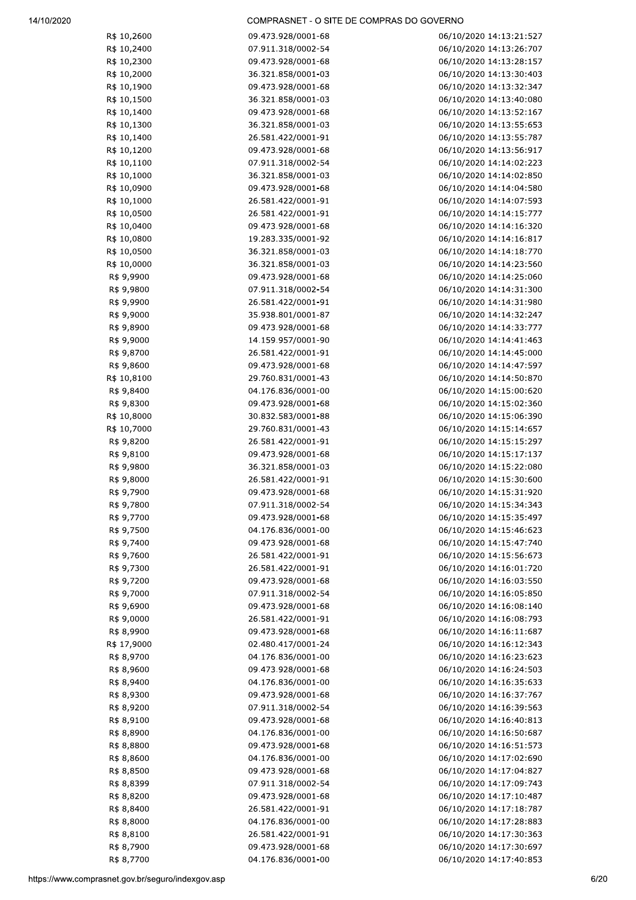| | | |
|---|---|---|
| R$ 10,2600 | 09.473.928/0001-68 | 06/10/2020 14:13:21:527 |
| R$ 10,2400 | 07.911.318/0002-54 | 06/10/2020 14:13:26:707 |
| R$ 10,2300 | 09.473.928/0001-68 | 06/10/2020 14:13:28:157 |
| R$ 10,2000 | 36.321.858/0001-03 | 06/10/2020 14:13:30:403 |
| R$ 10,1900 | 09.473.928/0001-68 | 06/10/2020 14:13:32:347 |
| R$ 10,1500 | 36.321.858/0001-03 | 06/10/2020 14:13:40:080 |
| R$ 10,1400 | 09.473.928/0001-68 | 06/10/2020 14:13:52:167 |
| R$ 10,1300 | 36.321.858/0001-03 | 06/10/2020 14:13:55:653 |
| R$ 10,1400 | 26.581.422/0001-91 | 06/10/2020 14:13:55:787 |
| R$ 10,1200 | 09.473.928/0001-68 | 06/10/2020 14:13:56:917 |
| R$ 10,1100 | 07.911.318/0002-54 | 06/10/2020 14:14:02:223 |
| R$ 10,1000 | 36.321.858/0001-03 | 06/10/2020 14:14:02:850 |
| R$ 10,0900 | 09.473.928/0001-68 | 06/10/2020 14:14:04:580 |
| R$ 10,1000 | 26.581.422/0001-91 | 06/10/2020 14:14:07:593 |
| R$ 10,0500 | 26.581.422/0001-91 | 06/10/2020 14:14:15:777 |
| R$ 10,0400 | 09.473.928/0001-68 | 06/10/2020 14:14:16:320 |
| R$ 10,0800 | 19.283.335/0001-92 | 06/10/2020 14:14:16:817 |
| R$ 10,0500 | 36.321.858/0001-03 | 06/10/2020 14:14:18:770 |
| R$ 10,0000 | 36.321.858/0001-03 | 06/10/2020 14:14:23:560 |
| R$ 9,9900 | 09.473.928/0001-68 | 06/10/2020 14:14:25:060 |
| R$ 9,9800 | 07.911.318/0002-54 | 06/10/2020 14:14:31:300 |
| R$ 9,9900 | 26.581.422/0001-91 | 06/10/2020 14:14:31:980 |
| R$ 9,9000 | 35.938.801/0001-87 | 06/10/2020 14:14:32:247 |
| R$ 9,8900 | 09.473.928/0001-68 | 06/10/2020 14:14:33:777 |
| R$ 9,9000 | 14.159.957/0001-90 | 06/10/2020 14:14:41:463 |
| R$ 9,8700 | 26.581.422/0001-91 | 06/10/2020 14:14:45:000 |
| R$ 9,8600 | 09.473.928/0001-68 | 06/10/2020 14:14:47:597 |
| R$ 10,8100 | 29.760.831/0001-43 | 06/10/2020 14:14:50:870 |
| R$ 9,8400 | 04.176.836/0001-00 | 06/10/2020 14:15:00:620 |
| R$ 9,8300 | 09.473.928/0001-68 | 06/10/2020 14:15:02:360 |
| R$ 10,8000 | 30.832.583/0001-88 | 06/10/2020 14:15:06:390 |
| R$ 10,7000 | 29.760.831/0001-43 | 06/10/2020 14:15:14:657 |
| R$ 9,8200 | 26.581.422/0001-91 | 06/10/2020 14:15:15:297 |
| R$ 9,8100 | 09.473.928/0001-68 | 06/10/2020 14:15:17:137 |
| R$ 9,9800 | 36.321.858/0001-03 | 06/10/2020 14:15:22:080 |
| R$ 9,8000 | 26.581.422/0001-91 | 06/10/2020 14:15:30:600 |
| R$ 9,7900 | 09.473.928/0001-68 | 06/10/2020 14:15:31:920 |
| R$ 9,7800 | 07.911.318/0002-54 | 06/10/2020 14:15:34:343 |
| R$ 9,7700 | 09.473.928/0001-68 | 06/10/2020 14:15:35:497 |
| R$ 9,7500 | 04.176.836/0001-00 | 06/10/2020 14:15:46:623 |
| R$ 9,7400 | 09.473.928/0001-68 | 06/10/2020 14:15:47:740 |
| R$ 9,7600 | 26.581.422/0001-91 | 06/10/2020 14:15:56:673 |
| R$ 9,7300 | 26.581.422/0001-91 | 06/10/2020 14:16:01:720 |
| R$ 9,7200 | 09.473.928/0001-68 | 06/10/2020 14:16:03:550 |
| R$ 9,7000 | 07.911.318/0002-54 | 06/10/2020 14:16:05:850 |
| R$ 9,6900 | 09.473.928/0001-68 | 06/10/2020 14:16:08:140 |
| R$ 9,0000 | 26.581.422/0001-91 | 06/10/2020 14:16:08:793 |
| R$ 8,9900 | 09.473.928/0001-68 | 06/10/2020 14:16:11:687 |
| R$ 17,9000 | 02.480.417/0001-24 | 06/10/2020 14:16:12:343 |
| R$ 8,9700 | 04.176.836/0001-00 | 06/10/2020 14:16:23:623 |
| R$ 8,9600 | 09.473.928/0001-68 | 06/10/2020 14:16:24:503 |
| R$ 8,9400 | 04.176.836/0001-00 | 06/10/2020 14:16:35:633 |
| R$ 8,9300 | 09.473.928/0001-68 | 06/10/2020 14:16:37:767 |
| R$ 8,9200 | 07.911.318/0002-54 | 06/10/2020 14:16:39:563 |
| R$ 8,9100 | 09.473.928/0001-68 | 06/10/2020 14:16:40:813 |
| R$ 8,8900 | 04.176.836/0001-00 | 06/10/2020 14:16:50:687 |
| R$ 8,8800 | 09.473.928/0001-68 | 06/10/2020 14:16:51:573 |
| R$ 8,8600 | 04.176.836/0001-00 | 06/10/2020 14:17:02:690 |
| R$ 8,8500 | 09.473.928/0001-68 | 06/10/2020 14:17:04:827 |
| R$ 8,8399 | 07.911.318/0002-54 | 06/10/2020 14:17:09:743 |
| R$ 8,8200 | 09.473.928/0001-68 | 06/10/2020 14:17:10:487 |
| R$ 8,8400 | 26.581.422/0001-91 | 06/10/2020 14:17:18:787 |
| R$ 8,8000 | 04.176.836/0001-00 | 06/10/2020 14:17:28:883 |
| R$ 8,8100 | 26.581.422/0001-91 | 06/10/2020 14:17:30:363 |
| R$ 8,7900 | 09.473.928/0001-68 | 06/10/2020 14:17:30:697 |
| R$ 8,7700 | 04.176.836/0001-00 | 06/10/2020 14:17:40:853 |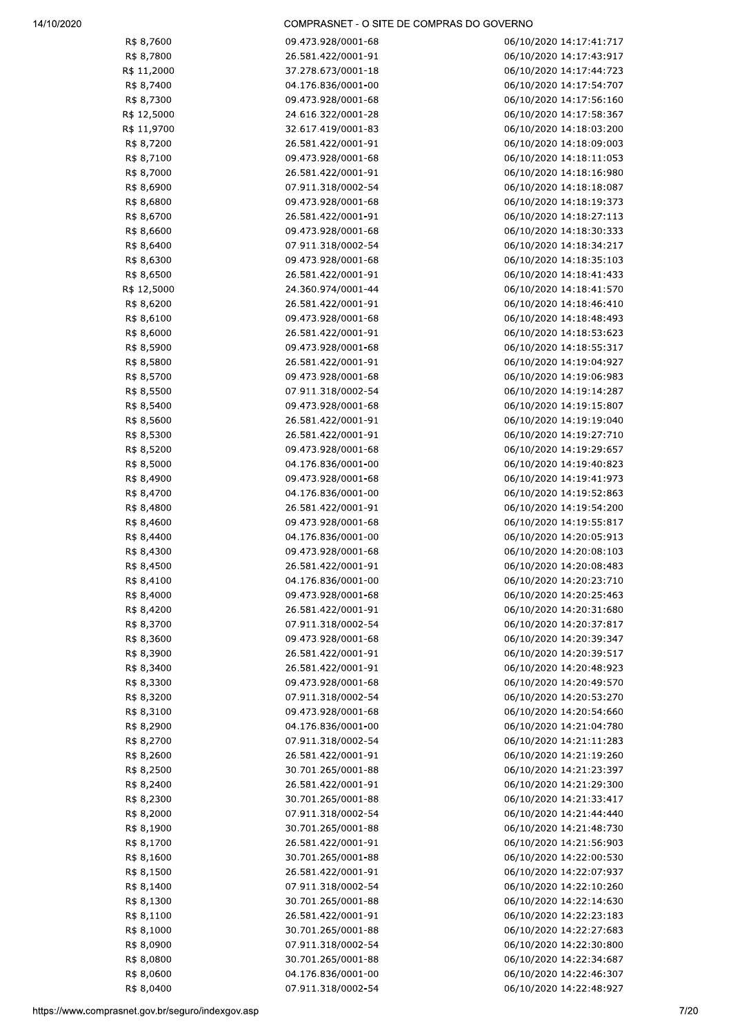| | | |
|---|---|---|
| R$ 8,7600 | 09.473.928/0001-68 | 06/10/2020 14:17:41:717 |
| R$ 8,7800 | 26.581.422/0001-91 | 06/10/2020 14:17:43:917 |
| R$ 11,2000 | 37.278.673/0001-18 | 06/10/2020 14:17:44:723 |
| R$ 8,7400 | 04.176.836/0001-00 | 06/10/2020 14:17:54:707 |
| R$ 8,7300 | 09.473.928/0001-68 | 06/10/2020 14:17:56:160 |
| R$ 12,5000 | 24.616.322/0001-28 | 06/10/2020 14:17:58:367 |
| R$ 11,9700 | 32.617.419/0001-83 | 06/10/2020 14:18:03:200 |
| R$ 8,7200 | 26.581.422/0001-91 | 06/10/2020 14:18:09:003 |
| R$ 8,7100 | 09.473.928/0001-68 | 06/10/2020 14:18:11:053 |
| R$ 8,7000 | 26.581.422/0001-91 | 06/10/2020 14:18:16:980 |
| R$ 8,6900 | 07.911.318/0002-54 | 06/10/2020 14:18:18:087 |
| R$ 8,6800 | 09.473.928/0001-68 | 06/10/2020 14:18:19:373 |
| R$ 8,6700 | 26.581.422/0001-91 | 06/10/2020 14:18:27:113 |
| R$ 8,6600 | 09.473.928/0001-68 | 06/10/2020 14:18:30:333 |
| R$ 8,6400 | 07.911.318/0002-54 | 06/10/2020 14:18:34:217 |
| R$ 8,6300 | 09.473.928/0001-68 | 06/10/2020 14:18:35:103 |
| R$ 8,6500 | 26.581.422/0001-91 | 06/10/2020 14:18:41:433 |
| R$ 12,5000 | 24.360.974/0001-44 | 06/10/2020 14:18:41:570 |
| R$ 8,6200 | 26.581.422/0001-91 | 06/10/2020 14:18:46:410 |
| R$ 8,6100 | 09.473.928/0001-68 | 06/10/2020 14:18:48:493 |
| R$ 8,6000 | 26.581.422/0001-91 | 06/10/2020 14:18:53:623 |
| R$ 8,5900 | 09.473.928/0001-68 | 06/10/2020 14:18:55:317 |
| R$ 8,5800 | 26.581.422/0001-91 | 06/10/2020 14:19:04:927 |
| R$ 8,5700 | 09.473.928/0001-68 | 06/10/2020 14:19:06:983 |
| R$ 8,5500 | 07.911.318/0002-54 | 06/10/2020 14:19:14:287 |
| R$ 8,5400 | 09.473.928/0001-68 | 06/10/2020 14:19:15:807 |
| R$ 8,5600 | 26.581.422/0001-91 | 06/10/2020 14:19:19:040 |
| R$ 8,5300 | 26.581.422/0001-91 | 06/10/2020 14:19:27:710 |
| R$ 8,5200 | 09.473.928/0001-68 | 06/10/2020 14:19:29:657 |
| R$ 8,5000 | 04.176.836/0001-00 | 06/10/2020 14:19:40:823 |
| R$ 8,4900 | 09.473.928/0001-68 | 06/10/2020 14:19:41:973 |
| R$ 8,4700 | 04.176.836/0001-00 | 06/10/2020 14:19:52:863 |
| R$ 8,4800 | 26.581.422/0001-91 | 06/10/2020 14:19:54:200 |
| R$ 8,4600 | 09.473.928/0001-68 | 06/10/2020 14:19:55:817 |
| R$ 8,4400 | 04.176.836/0001-00 | 06/10/2020 14:20:05:913 |
| R$ 8,4300 | 09.473.928/0001-68 | 06/10/2020 14:20:08:103 |
| R$ 8,4500 | 26.581.422/0001-91 | 06/10/2020 14:20:08:483 |
| R$ 8,4100 | 04.176.836/0001-00 | 06/10/2020 14:20:23:710 |
| R$ 8,4000 | 09.473.928/0001-68 | 06/10/2020 14:20:25:463 |
| R$ 8,4200 | 26.581.422/0001-91 | 06/10/2020 14:20:31:680 |
| R$ 8,3700 | 07.911.318/0002-54 | 06/10/2020 14:20:37:817 |
| R$ 8,3600 | 09.473.928/0001-68 | 06/10/2020 14:20:39:347 |
| R$ 8,3900 | 26.581.422/0001-91 | 06/10/2020 14:20:39:517 |
| R$ 8,3400 | 26.581.422/0001-91 | 06/10/2020 14:20:48:923 |
| R$ 8,3300 | 09.473.928/0001-68 | 06/10/2020 14:20:49:570 |
| R$ 8,3200 | 07.911.318/0002-54 | 06/10/2020 14:20:53:270 |
| R$ 8,3100 | 09.473.928/0001-68 | 06/10/2020 14:20:54:660 |
| R$ 8,2900 | 04.176.836/0001-00 | 06/10/2020 14:21:04:780 |
| R$ 8,2700 | 07.911.318/0002-54 | 06/10/2020 14:21:11:283 |
| R$ 8,2600 | 26.581.422/0001-91 | 06/10/2020 14:21:19:260 |
| R$ 8,2500 | 30.701.265/0001-88 | 06/10/2020 14:21:23:397 |
| R$ 8,2400 | 26.581.422/0001-91 | 06/10/2020 14:21:29:300 |
| R$ 8,2300 | 30.701.265/0001-88 | 06/10/2020 14:21:33:417 |
| R$ 8,2000 | 07.911.318/0002-54 | 06/10/2020 14:21:44:440 |
| R$ 8,1900 | 30.701.265/0001-88 | 06/10/2020 14:21:48:730 |
| R$ 8,1700 | 26.581.422/0001-91 | 06/10/2020 14:21:56:903 |
| R$ 8,1600 | 30.701.265/0001-88 | 06/10/2020 14:22:00:530 |
| R$ 8,1500 | 26.581.422/0001-91 | 06/10/2020 14:22:07:937 |
| R$ 8,1400 | 07.911.318/0002-54 | 06/10/2020 14:22:10:260 |
| R$ 8,1300 | 30.701.265/0001-88 | 06/10/2020 14:22:14:630 |
| R$ 8,1100 | 26.581.422/0001-91 | 06/10/2020 14:22:23:183 |
| R$ 8,1000 | 30.701.265/0001-88 | 06/10/2020 14:22:27:683 |
| R$ 8,0900 | 07.911.318/0002-54 | 06/10/2020 14:22:30:800 |
| R$ 8,0800 | 30.701.265/0001-88 | 06/10/2020 14:22:34:687 |
| R$ 8,0600 | 04.176.836/0001-00 | 06/10/2020 14:22:46:307 |
| R$ 8,0400 | 07.911.318/0002-54 | 06/10/2020 14:22:48:927 |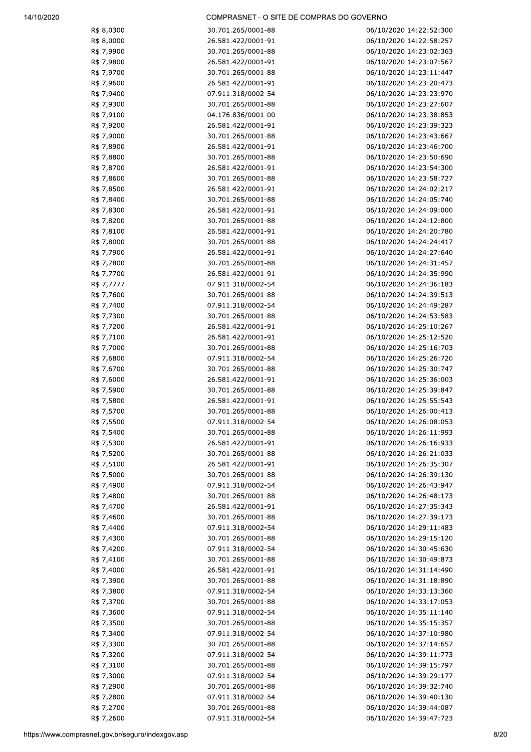| | | |
|---|---|---|
| R$ 8,0300 | 30.701.265/0001-88 | 06/10/2020 14:22:52:300 |
| R$ 8,0000 | 26.581.422/0001-91 | 06/10/2020 14:22:58:257 |
| R$ 7,9900 | 30.701.265/0001-88 | 06/10/2020 14:23:02:363 |
| R$ 7,9800 | 26.581.422/0001-91 | 06/10/2020 14:23:07:567 |
| R$ 7,9700 | 30.701.265/0001-88 | 06/10/2020 14:23:11:447 |
| R$ 7,9600 | 26.581.422/0001-91 | 06/10/2020 14:23:20:473 |
| R$ 7,9400 | 07.911.318/0002-54 | 06/10/2020 14:23:23:970 |
| R$ 7,9300 | 30.701.265/0001-88 | 06/10/2020 14:23:27:607 |
| R$ 7,9100 | 04.176.836/0001-00 | 06/10/2020 14:23:38:853 |
| R$ 7,9200 | 26.581.422/0001-91 | 06/10/2020 14:23:39:323 |
| R$ 7,9000 | 30.701.265/0001-88 | 06/10/2020 14:23:43:667 |
| R$ 7,8900 | 26.581.422/0001-91 | 06/10/2020 14:23:46:700 |
| R$ 7,8800 | 30.701.265/0001-88 | 06/10/2020 14:23:50:690 |
| R$ 7,8700 | 26.581.422/0001-91 | 06/10/2020 14:23:54:300 |
| R$ 7,8600 | 30.701.265/0001-88 | 06/10/2020 14:23:58:727 |
| R$ 7,8500 | 26.581.422/0001-91 | 06/10/2020 14:24:02:217 |
| R$ 7,8400 | 30.701.265/0001-88 | 06/10/2020 14:24:05:740 |
| R$ 7,8300 | 26.581.422/0001-91 | 06/10/2020 14:24:09:000 |
| R$ 7,8200 | 30.701.265/0001-88 | 06/10/2020 14:24:12:800 |
| R$ 7,8100 | 26.581.422/0001-91 | 06/10/2020 14:24:20:780 |
| R$ 7,8000 | 30.701.265/0001-88 | 06/10/2020 14:24:24:417 |
| R$ 7,7900 | 26.581.422/0001-91 | 06/10/2020 14:24:27:640 |
| R$ 7,7800 | 30.701.265/0001-88 | 06/10/2020 14:24:31:457 |
| R$ 7,7700 | 26.581.422/0001-91 | 06/10/2020 14:24:35:990 |
| R$ 7,7777 | 07.911.318/0002-54 | 06/10/2020 14:24:36:183 |
| R$ 7,7600 | 30.701.265/0001-88 | 06/10/2020 14:24:39:513 |
| R$ 7,7400 | 07.911.318/0002-54 | 06/10/2020 14:24:49:287 |
| R$ 7,7300 | 30.701.265/0001-88 | 06/10/2020 14:24:53:583 |
| R$ 7,7200 | 26.581.422/0001-91 | 06/10/2020 14:25:10:267 |
| R$ 7,7100 | 26.581.422/0001-91 | 06/10/2020 14:25:12:520 |
| R$ 7,7000 | 30.701.265/0001-88 | 06/10/2020 14:25:16:703 |
| R$ 7,6800 | 07.911.318/0002-54 | 06/10/2020 14:25:26:720 |
| R$ 7,6700 | 30.701.265/0001-88 | 06/10/2020 14:25:30:747 |
| R$ 7,6000 | 26.581.422/0001-91 | 06/10/2020 14:25:36:003 |
| R$ 7,5900 | 30.701.265/0001-88 | 06/10/2020 14:25:39:847 |
| R$ 7,5800 | 26.581.422/0001-91 | 06/10/2020 14:25:55:543 |
| R$ 7,5700 | 30.701.265/0001-88 | 06/10/2020 14:26:00:413 |
| R$ 7,5500 | 07.911.318/0002-54 | 06/10/2020 14:26:08:053 |
| R$ 7,5400 | 30.701.265/0001-88 | 06/10/2020 14:26:11:993 |
| R$ 7,5300 | 26.581.422/0001-91 | 06/10/2020 14:26:16:933 |
| R$ 7,5200 | 30.701.265/0001-88 | 06/10/2020 14:26:21:033 |
| R$ 7,5100 | 26.581.422/0001-91 | 06/10/2020 14:26:35:307 |
| R$ 7,5000 | 30.701.265/0001-88 | 06/10/2020 14:26:39:130 |
| R$ 7,4900 | 07.911.318/0002-54 | 06/10/2020 14:26:43:947 |
| R$ 7,4800 | 30.701.265/0001-88 | 06/10/2020 14:26:48:173 |
| R$ 7,4700 | 26.581.422/0001-91 | 06/10/2020 14:27:35:343 |
| R$ 7,4600 | 30.701.265/0001-88 | 06/10/2020 14:27:39:173 |
| R$ 7,4400 | 07.911.318/0002-54 | 06/10/2020 14:29:11:483 |
| R$ 7,4300 | 30.701.265/0001-88 | 06/10/2020 14:29:15:120 |
| R$ 7,4200 | 07.911.318/0002-54 | 06/10/2020 14:30:45:630 |
| R$ 7,4100 | 30.701.265/0001-88 | 06/10/2020 14:30:49:873 |
| R$ 7,4000 | 26.581.422/0001-91 | 06/10/2020 14:31:14:490 |
| R$ 7,3900 | 30.701.265/0001-88 | 06/10/2020 14:31:18:890 |
| R$ 7,3800 | 07.911.318/0002-54 | 06/10/2020 14:33:13:360 |
| R$ 7,3700 | 30.701.265/0001-88 | 06/10/2020 14:33:17:053 |
| R$ 7,3600 | 07.911.318/0002-54 | 06/10/2020 14:35:11:140 |
| R$ 7,3500 | 30.701.265/0001-88 | 06/10/2020 14:35:15:357 |
| R$ 7,3400 | 07.911.318/0002-54 | 06/10/2020 14:37:10:980 |
| R$ 7,3300 | 30.701.265/0001-88 | 06/10/2020 14:37:14:657 |
| R$ 7,3200 | 07.911.318/0002-54 | 06/10/2020 14:39:11:773 |
| R$ 7,3100 | 30.701.265/0001-88 | 06/10/2020 14:39:15:797 |
| R$ 7,3000 | 07.911.318/0002-54 | 06/10/2020 14:39:29:177 |
| R$ 7,2900 | 30.701.265/0001-88 | 06/10/2020 14:39:32:740 |
| R$ 7,2800 | 07.911.318/0002-54 | 06/10/2020 14:39:40:130 |
| R$ 7,2700 | 30.701.265/0001-88 | 06/10/2020 14:39:44:087 |
| R$ 7,2600 | 07.911.318/0002-54 | 06/10/2020 14:39:47:723 |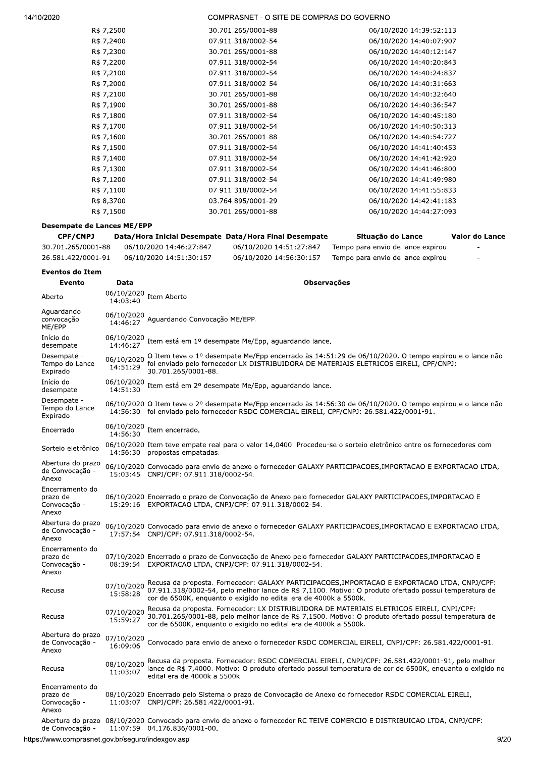| | | |
|---|---|---|
| R$ 7,2500 | 30.701.265/0001-88 | 06/10/2020 14:39:52:113 |
| R$ 7,2400 | 07.911.318/0002-54 | 06/10/2020 14:40:07:907 |
| R$ 7,2300 | 30.701.265/0001-88 | 06/10/2020 14:40:12:147 |
| R$ 7,2200 | 07.911.318/0002-54 | 06/10/2020 14:40:20:843 |
| R$ 7,2100 | 07.911.318/0002-54 | 06/10/2020 14:40:24:837 |
| R$ 7,2000 | 07.911.318/0002-54 | 06/10/2020 14:40:31:663 |
| R$ 7,2100 | 30.701.265/0001-88 | 06/10/2020 14:40:32:640 |
| R$ 7,1900 | 30.701.265/0001-88 | 06/10/2020 14:40:36:547 |
| R$ 7,1800 | 07.911.318/0002-54 | 06/10/2020 14:40:45:180 |
| R$ 7,1700 | 07.911.318/0002-54 | 06/10/2020 14:40:50:313 |
| R$ 7,1600 | 30.701.265/0001-88 | 06/10/2020 14:40:54:727 |
| R$ 7,1500 | 07.911.318/0002-54 | 06/10/2020 14:41:40:453 |
| R$ 7,1400 | 07.911.318/0002-54 | 06/10/2020 14:41:42:920 |
| R$ 7,1300 | 07.911.318/0002-54 | 06/10/2020 14:41:46:800 |
| R$ 7,1200 | 07.911.318/0002-54 | 06/10/2020 14:41:49:980 |
| R$ 7,1100 | 07.911.318/0002-54 | 06/10/2020 14:41:55:833 |
| R$ 8,3700 | 03.764.895/0001-29 | 06/10/2020 14:42:41:183 |
| R$ 7,1500 | 30.701.265/0001-88 | 06/10/2020 14:44:27:093 |

**Desempate de Lances ME/EPP**

| CPF/CNPJ | Data/Hora Inicial Desempate | Data/Hora Final Desempate | Situação do Lance | Valor do Lance |
|---|---|---|---|---|
| 30.701.265/0001-88 | 06/10/2020 14:46:27:847 | 06/10/2020 14:51:27:847 | Tempo para envio de lance expirou | - |
| 26.581.422/0001-91 | 06/10/2020 14:51:30:157 | 06/10/2020 14:56:30:157 | Tempo para envio de lance expirou | - |

**Eventos do Item**

| Evento | Data | Observações |
|---|---|---|
| Aberto | 06/10/2020 14:03:40 | Item Aberto. |
| Aguardando convocação ME/EPP | 06/10/2020 14:46:27 | Aguardando Convocação ME/EPP. |
| Início do desempate | 06/10/2020 14:46:27 | Item está em 1º desempate Me/Epp, aguardando lance. |
| Desempate - Tempo do Lance Expirado | 06/10/2020 14:51:29 | O Item teve o 1º desempate Me/Epp encerrado às 14:51:29 de 06/10/2020. O tempo expirou e o lance não foi enviado pelo fornecedor LX DISTRIBUIDORA DE MATERIAIS ELETRICOS EIRELI, CPF/CNPJ: 30.701.265/0001-88. |
| Início do desempate | 06/10/2020 14:51:30 | Item está em 2º desempate Me/Epp, aguardando lance. |
| Desempate - Tempo do Lance Expirado | 06/10/2020 14:56:30 | O Item teve o 2º desempate Me/Epp encerrado às 14:56:30 de 06/10/2020. O tempo expirou e o lance não foi enviado pelo fornecedor RSDC COMERCIAL EIRELI, CPF/CNPJ: 26.581.422/0001-91. |
| Encerrado | 06/10/2020 14:56:30 | Item encerrado. |
| Sorteio eletrônico | 06/10/2020 14:56:30 | Item teve empate real para o valor 14,0400. Procedeu-se o sorteio eletrônico entre os fornecedores com propostas empatadas. |
| Abertura do prazo de Convocação - Anexo | 06/10/2020 15:03:45 | Convocado para envio de anexo o fornecedor GALAXY PARTICIPACOES,IMPORTACAO E EXPORTACAO LTDA, CNPJ/CPF: 07.911.318/0002-54. |
| Encerramento do prazo de Convocação - Anexo | 06/10/2020 15:29:16 | Encerrado o prazo de Convocação de Anexo pelo fornecedor GALAXY PARTICIPACOES,IMPORTACAO E EXPORTACAO LTDA, CNPJ/CPF: 07.911.318/0002-54. |
| Abertura do prazo de Convocação - Anexo | 06/10/2020 17:57:54 | Convocado para envio de anexo o fornecedor GALAXY PARTICIPACOES,IMPORTACAO E EXPORTACAO LTDA, CNPJ/CPF: 07.911.318/0002-54. |
| Encerramento do prazo de Convocação - Anexo | 07/10/2020 08:39:54 | Encerrado o prazo de Convocação de Anexo pelo fornecedor GALAXY PARTICIPACOES,IMPORTACAO E EXPORTACAO LTDA, CNPJ/CPF: 07.911.318/0002-54. |
| Recusa | 07/10/2020 15:58:28 | Recusa da proposta. Fornecedor: GALAXY PARTICIPACOES,IMPORTACAO E EXPORTACAO LTDA, CNPJ/CPF: 07.911.318/0002-54, pelo melhor lance de R$ 7,1100. Motivo: O produto ofertado possui temperatura de cor de 6500K, enquanto o exigido no edital era de 4000k a 5500k. |
| Recusa | 07/10/2020 15:59:27 | Recusa da proposta. Fornecedor: LX DISTRIBUIDORA DE MATERIAIS ELETRICOS EIRELI, CNPJ/CPF: 30.701.265/0001-88, pelo melhor lance de R$ 7,1500. Motivo: O produto ofertado possui temperatura de cor de 6500K, enquanto o exigido no edital era de 4000k a 5500k. |
| Abertura do prazo de Convocação - Anexo | 07/10/2020 16:09:06 | Convocado para envio de anexo o fornecedor RSDC COMERCIAL EIRELI, CNPJ/CPF: 26.581.422/0001-91. |
| Recusa | 08/10/2020 11:03:07 | Recusa da proposta. Fornecedor: RSDC COMERCIAL EIRELI, CNPJ/CPF: 26.581.422/0001-91, pelo melhor lance de R$ 7,4000. Motivo: O produto ofertado possui temperatura de cor de 6500K, enquanto o exigido no edital era de 4000k a 5500k. |
| Encerramento do prazo de Convocação - Anexo | 08/10/2020 11:03:07 | Encerrado pelo Sistema o prazo de Convocação de Anexo do fornecedor RSDC COMERCIAL EIRELI, CNPJ/CPF: 26.581.422/0001-91. |
| Abertura do prazo de Convocação - | 08/10/2020 11:07:59 | Convocado para envio de anexo o fornecedor RC TEIVE COMERCIO E DISTRIBUICAO LTDA, CNPJ/CPF: 04.176.836/0001-00. |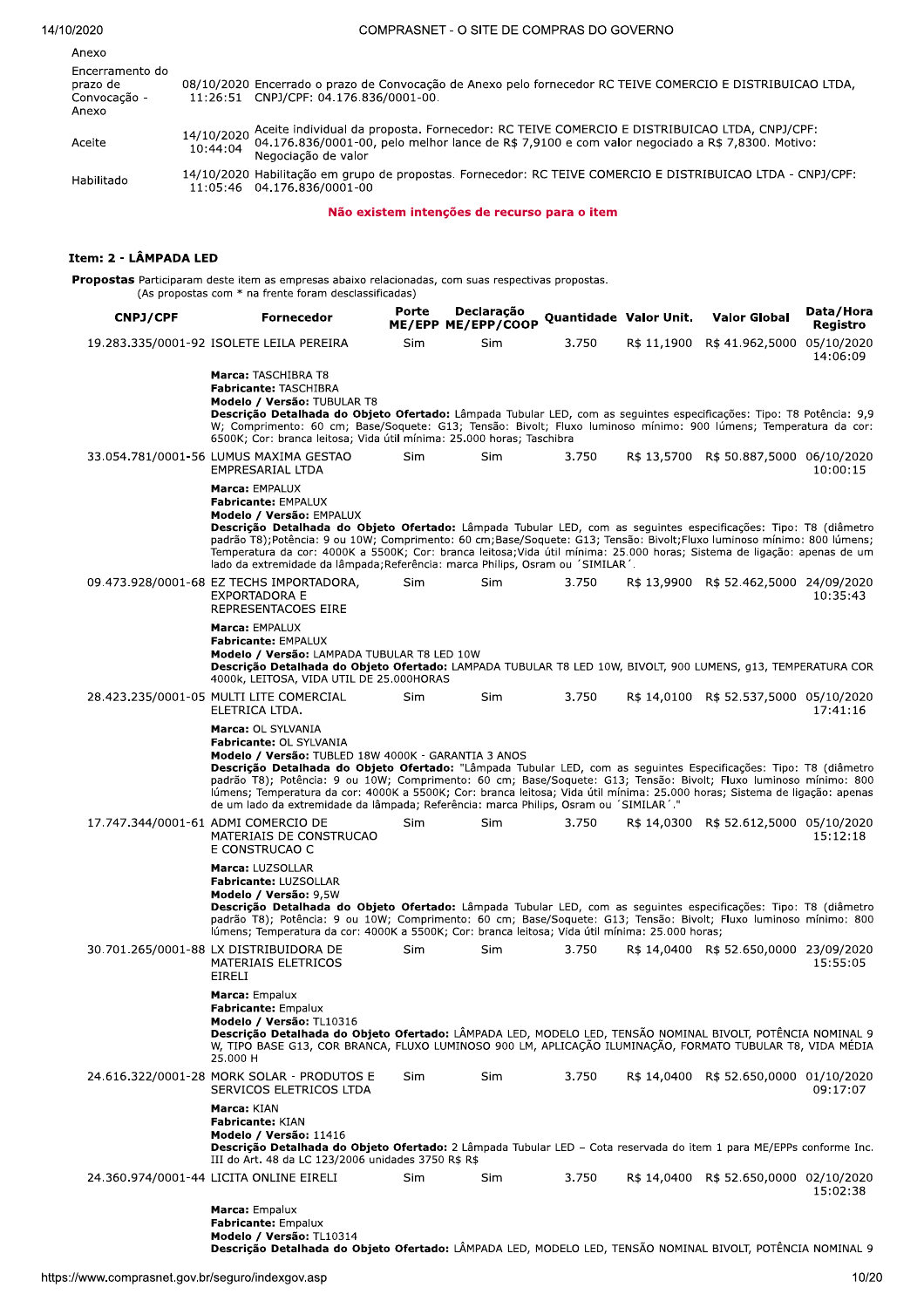| | |
|---|---|
| Anexo | |
| Encerramento do prazo de Convocação - Anexo | 08/10/2020 11:26:51 Encerrado o prazo de Convocação de Anexo pelo fornecedor RC TEIVE COMERCIO E DISTRIBUICAO LTDA, CNPJ/CPF: 04.176.836/0001-00. |
| Aceite | 14/10/2020 10:44:04 Aceite individual da proposta. Fornecedor: RC TEIVE COMERCIO E DISTRIBUICAO LTDA, CNPJ/CPF: 04.176.836/0001-00, pelo melhor lance de R$ 7,9100 e com valor negociado a R$ 7,8300. Motivo: Negociação de valor |
| Habilitado | 14/10/2020 11:05:46 Habilitação em grupo de propostas. Fornecedor: RC TEIVE COMERCIO E DISTRIBUICAO LTDA - CNPJ/CPF: 04.176.836/0001-00 |

**Não existem intenções de recurso para o item**

### Item: 2 - LÂMPADA LED

**Propostas** Participaram deste item as empresas abaixo relacionadas, com suas respectivas propostas.
(As propostas com * na frente foram desclassificadas)

| CNPJ/CPF | Fornecedor | Porte ME/EPP | Declaração ME/EPP/COOP | Quantidade | Valor Unit. | Valor Global | Data/Hora Registro |
|---|---|---|---|---|---|---|---|
| 19.283.335/0001-92 | ISOLETE LEILA PEREIRA | Sim | Sim | 3.750 | R$ 11,1900 | R$ 41.962,5000 | 05/10/2020 14:06:09 |
| | **Marca:** TASCHIBRA T8<br>**Fabricante:** TASCHIBRA<br>**Modelo / Versão:** TUBULAR T8<br>**Descrição Detalhada do Objeto Ofertado:** Lâmpada Tubular LED, com as seguintes especificações: Tipo: T8 Potência: 9,9 W; Comprimento: 60 cm; Base/Soquete: G13; Tensão: Bivolt; Fluxo luminoso mínimo: 900 lúmens; Temperatura da cor: 6500K; Cor: branca leitosa; Vida útil mínima: 25.000 horas; Taschibra | | | | | | |
| 33.054.781/0001-56 | LUMUS MAXIMA GESTAO EMPRESARIAL LTDA | Sim | Sim | 3.750 | R$ 13,5700 | R$ 50.887,5000 | 06/10/2020 10:00:15 |
| | **Marca:** EMPALUX<br>**Fabricante:** EMPALUX<br>**Modelo / Versão:** EMPALUX<br>**Descrição Detalhada do Objeto Ofertado:** Lâmpada Tubular LED, com as seguintes especificações: Tipo: T8 (diâmetro padrão T8);Potência: 9 ou 10W; Comprimento: 60 cm;Base/Soquete: G13; Tensão: Bivolt;Fluxo luminoso mínimo: 800 lúmens; Temperatura da cor: 4000K a 5500K; Cor: branca leitosa;Vida útil mínima: 25.000 horas; Sistema de ligação: apenas de um lado da extremidade da lâmpada;Referência: marca Philips, Osram ou ´SIMILAR´. | | | | | | |
| 09.473.928/0001-68 | EZ TECHS IMPORTADORA, EXPORTADORA E REPRESENTACOES EIRE | Sim | Sim | 3.750 | R$ 13,9900 | R$ 52.462,5000 | 24/09/2020 10:35:43 |
| | **Marca:** EMPALUX<br>**Fabricante:** EMPALUX<br>**Modelo / Versão:** LAMPADA TUBULAR T8 LED 10W<br>**Descrição Detalhada do Objeto Ofertado:** LAMPADA TUBULAR T8 LED 10W, BIVOLT, 900 LUMENS, g13, TEMPERATURA COR 4000k, LEITOSA, VIDA UTIL DE 25.000HORAS | | | | | | |
| 28.423.235/0001-05 | MULTI LITE COMERCIAL ELETRICA LTDA. | Sim | Sim | 3.750 | R$ 14,0100 | R$ 52.537,5000 | 05/10/2020 17:41:16 |
| | **Marca:** OL SYLVANIA<br>**Fabricante:** OL SYLVANIA<br>**Modelo / Versão:** TUBLED 18W 4000K - GARANTIA 3 ANOS<br>**Descrição Detalhada do Objeto Ofertado:** "Lâmpada Tubular LED, com as seguintes Especificações: Tipo: T8 (diâmetro padrão T8); Potência: 9 ou 10W; Comprimento: 60 cm; Base/Soquete: G13; Tensão: Bivolt; Fluxo luminoso mínimo: 800 lúmens; Temperatura da cor: 4000K a 5500K; Cor: branca leitosa; Vida útil mínima: 25.000 horas; Sistema de ligação: apenas de um lado da extremidade da lâmpada; Referência: marca Philips, Osram ou ´SIMILAR´." | | | | | | |
| 17.747.344/0001-61 | ADMI COMERCIO DE MATERIAIS DE CONSTRUCAO E CONSTRUCAO C | Sim | Sim | 3.750 | R$ 14,0300 | R$ 52.612,5000 | 05/10/2020 15:12:18 |
| | **Marca:** LUZSOLLAR<br>**Fabricante:** LUZSOLLAR<br>**Modelo / Versão:** 9,5W<br>**Descrição Detalhada do Objeto Ofertado:** Lâmpada Tubular LED, com as seguintes especificações: Tipo: T8 (diâmetro padrão T8); Potência: 9 ou 10W; Comprimento: 60 cm; Base/Soquete: G13; Tensão: Bivolt; Fluxo luminoso mínimo: 800 lúmens; Temperatura da cor: 4000K a 5500K; Cor: branca leitosa; Vida útil mínima: 25.000 horas; | | | | | | |
| 30.701.265/0001-88 | LX DISTRIBUIDORA DE MATERIAIS ELETRICOS EIRELI | Sim | Sim | 3.750 | R$ 14,0400 | R$ 52.650,0000 | 23/09/2020 15:55:05 |
| | **Marca:** Empalux<br>**Fabricante:** Empalux<br>**Modelo / Versão:** TL10316<br>**Descrição Detalhada do Objeto Ofertado:** LÂMPADA LED, MODELO LED, TENSÃO NOMINAL BIVOLT, POTÊNCIA NOMINAL 9 W, TIPO BASE G13, COR BRANCA, FLUXO LUMINOSO 900 LM, APLICAÇÃO ILUMINAÇÃO, FORMATO TUBULAR T8, VIDA MÉDIA 25.000 H | | | | | | |
| 24.616.322/0001-28 | MORK SOLAR - PRODUTOS E SERVICOS ELETRICOS LTDA | Sim | Sim | 3.750 | R$ 14,0400 | R$ 52.650,0000 | 01/10/2020 09:17:07 |
| | **Marca:** KIAN<br>**Fabricante:** KIAN<br>**Modelo / Versão:** 11416<br>**Descrição Detalhada do Objeto Ofertado:** 2 Lâmpada Tubular LED – Cota reservada do item 1 para ME/EPPs conforme Inc. III do Art. 48 da LC 123/2006 unidades 3750 R$ R$ | | | | | | |
| 24.360.974/0001-44 | LICITA ONLINE EIRELI | Sim | Sim | 3.750 | R$ 14,0400 | R$ 52.650,0000 | 02/10/2020 15:02:38 |
| | **Marca:** Empalux<br>**Fabricante:** Empalux<br>**Modelo / Versão:** TL10314<br>**Descrição Detalhada do Objeto Ofertado:** LÂMPADA LED, MODELO LED, TENSÃO NOMINAL BIVOLT, POTÊNCIA NOMINAL 9 | | | | | | |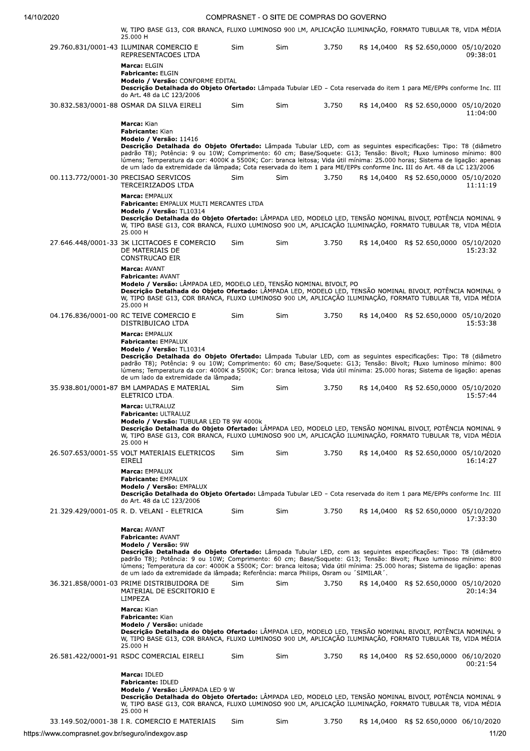W, TIPO BASE G13, COR BRANCA, FLUXO LUMINOSO 900 LM, APLICAÇÃO ILUMINAÇÃO, FORMATO TUBULAR T8, VIDA MÉDIA 25.000 H

| | | | | | | | |
|---|---|---|---|---|---|---|---|
| 29.760.831/0001-43 | ILUMINAR COMERCIO E REPRESENTACOES LTDA | Sim | Sim | 3.750 | R$ 14,0400 | R$ 52.650,0000 | 05/10/2020 09:38:01 |

**Marca:** ELGIN
**Fabricante:** ELGIN
**Modelo / Versão:** CONFORME EDITAL
**Descrição Detalhada do Objeto Ofertado:** Lâmpada Tubular LED – Cota reservada do item 1 para ME/EPPs conforme Inc. III do Art. 48 da LC 123/2006

| | | | | | | | |
|---|---|---|---|---|---|---|---|
| 30.832.583/0001-88 | OSMAR DA SILVA EIRELI | Sim | Sim | 3.750 | R$ 14,0400 | R$ 52.650,0000 | 05/10/2020 11:04:00 |

**Marca:** Kian
**Fabricante:** Kian
**Modelo / Versão:** 11416
**Descrição Detalhada do Objeto Ofertado:** Lâmpada Tubular LED, com as seguintes especificações: Tipo: T8 (diâmetro padrão T8); Potência: 9 ou 10W; Comprimento: 60 cm; Base/Soquete: G13; Tensão: Bivolt; Fluxo luminoso mínimo: 800 lúmens; Temperatura da cor: 4000K a 5500K; Cor: branca leitosa; Vida útil mínima: 25.000 horas; Sistema de ligação: apenas de um lado da extremidade da lâmpada; Cota reservada do item 1 para ME/EPPs conforme Inc. III do Art. 48 da LC 123/2006

| | | | | | | | |
|---|---|---|---|---|---|---|---|
| 00.113.772/0001-30 | PRECISAO SERVICOS TERCEIRIZADOS LTDA | Sim | Sim | 3.750 | R$ 14,0400 | R$ 52.650,0000 | 05/10/2020 11:11:19 |

**Marca:** EMPALUX
**Fabricante:** EMPALUX MULTI MERCANTES LTDA
**Modelo / Versão:** TL10314
**Descrição Detalhada do Objeto Ofertado:** LÂMPADA LED, MODELO LED, TENSÃO NOMINAL BIVOLT, POTÊNCIA NOMINAL 9 W, TIPO BASE G13, COR BRANCA, FLUXO LUMINOSO 900 LM, APLICAÇÃO ILUMINAÇÃO, FORMATO TUBULAR T8, VIDA MÉDIA 25.000 H

| | | | | | | | |
|---|---|---|---|---|---|---|---|
| 27.646.448/0001-33 | 3K LICITACOES E COMERCIO DE MATERIAIS DE CONSTRUCAO EIR | Sim | Sim | 3.750 | R$ 14,0400 | R$ 52.650,0000 | 05/10/2020 15:23:32 |

**Marca:** AVANT
**Fabricante:** AVANT
**Modelo / Versão:** LÂMPADA LED, MODELO LED, TENSÃO NOMINAL BIVOLT, PO
**Descrição Detalhada do Objeto Ofertado:** LÂMPADA LED, MODELO LED, TENSÃO NOMINAL BIVOLT, POTÊNCIA NOMINAL 9 W, TIPO BASE G13, COR BRANCA, FLUXO LUMINOSO 900 LM, APLICAÇÃO ILUMINAÇÃO, FORMATO TUBULAR T8, VIDA MÉDIA 25.000 H

| | | | | | | | |
|---|---|---|---|---|---|---|---|
| 04.176.836/0001-00 | RC TEIVE COMERCIO E DISTRIBUICAO LTDA | Sim | Sim | 3.750 | R$ 14,0400 | R$ 52.650,0000 | 05/10/2020 15:53:38 |

**Marca:** EMPALUX
**Fabricante:** EMPALUX
**Modelo / Versão:** TL10314
**Descrição Detalhada do Objeto Ofertado:** Lâmpada Tubular LED, com as seguintes especificações: Tipo: T8 (diâmetro padrão T8); Potência: 9 ou 10W; Comprimento: 60 cm; Base/Soquete: G13; Tensão: Bivolt; Fluxo luminoso mínimo: 800 lúmens; Temperatura da cor: 4000K a 5500K; Cor: branca leitosa; Vida útil mínima: 25.000 horas; Sistema de ligação: apenas de um lado da extremidade da lâmpada;

| | | | | | | | |
|---|---|---|---|---|---|---|---|
| 35.938.801/0001-87 | BM LAMPADAS E MATERIAL ELETRICO LTDA. | Sim | Sim | 3.750 | R$ 14,0400 | R$ 52.650,0000 | 05/10/2020 15:57:44 |

**Marca:** ULTRALUZ
**Fabricante:** ULTRALUZ
**Modelo / Versão:** TUBULAR LED T8 9W 4000k
**Descrição Detalhada do Objeto Ofertado:** LÂMPADA LED, MODELO LED, TENSÃO NOMINAL BIVOLT, POTÊNCIA NOMINAL 9 W, TIPO BASE G13, COR BRANCA, FLUXO LUMINOSO 900 LM, APLICAÇÃO ILUMINAÇÃO, FORMATO TUBULAR T8, VIDA MÉDIA 25.000 H

| | | | | | | | |
|---|---|---|---|---|---|---|---|
| 26.507.653/0001-55 | VOLT MATERIAIS ELETRICOS EIRELI | Sim | Sim | 3.750 | R$ 14,0400 | R$ 52.650,0000 | 05/10/2020 16:14:27 |

**Marca:** EMPALUX
**Fabricante:** EMPALUX
**Modelo / Versão:** EMPALUX
**Descrição Detalhada do Objeto Ofertado:** Lâmpada Tubular LED – Cota reservada do item 1 para ME/EPPs conforme Inc. III do Art. 48 da LC 123/2006

| | | | | | | | |
|---|---|---|---|---|---|---|---|
| 21.329.429/0001-05 | R. D. VELANI - ELETRICA | Sim | Sim | 3.750 | R$ 14,0400 | R$ 52.650,0000 | 05/10/2020 17:33:30 |

**Marca:** AVANT
**Fabricante:** AVANT
**Modelo / Versão:** 9W
**Descrição Detalhada do Objeto Ofertado:** Lâmpada Tubular LED, com as seguintes especificações: Tipo: T8 (diâmetro padrão T8); Potência: 9 ou 10W; Comprimento: 60 cm; Base/Soquete: G13; Tensão: Bivolt; Fluxo luminoso mínimo: 800 lúmens; Temperatura da cor: 4000K a 5500K; Cor: branca leitosa; Vida útil mínima: 25.000 horas; Sistema de ligação: apenas de um lado da extremidade da lâmpada; Referência: marca Philips, Osram ou ´SIMILAR´.

| | | | | | | | |
|---|---|---|---|---|---|---|---|
| 36.321.858/0001-03 | PRIME DISTRIBUIDORA DE MATERIAL DE ESCRITORIO E LIMPEZA | Sim | Sim | 3.750 | R$ 14,0400 | R$ 52.650,0000 | 05/10/2020 20:14:34 |

**Marca:** Kian
**Fabricante:** Kian
**Modelo / Versão:** unidade
**Descrição Detalhada do Objeto Ofertado:** LÂMPADA LED, MODELO LED, TENSÃO NOMINAL BIVOLT, POTÊNCIA NOMINAL 9 W, TIPO BASE G13, COR BRANCA, FLUXO LUMINOSO 900 LM, APLICAÇÃO ILUMINAÇÃO, FORMATO TUBULAR T8, VIDA MÉDIA 25.000 H

| | | | | | | | |
|---|---|---|---|---|---|---|---|
| 26.581.422/0001-91 | RSDC COMERCIAL EIRELI | Sim | Sim | 3.750 | R$ 14,0400 | R$ 52.650,0000 | 06/10/2020 00:21:54 |

**Marca:** IDLED
**Fabricante:** IDLED
**Modelo / Versão:** LÂMPADA LED 9 W
**Descrição Detalhada do Objeto Ofertado:** LÂMPADA LED, MODELO LED, TENSÃO NOMINAL BIVOLT, POTÊNCIA NOMINAL 9 W, TIPO BASE G13, COR BRANCA, FLUXO LUMINOSO 900 LM, APLICAÇÃO ILUMINAÇÃO, FORMATO TUBULAR T8, VIDA MÉDIA 25.000 H

| | | | | | | | |
|---|---|---|---|---|---|---|---|
| 33.149.502/0001-38 | I.R. COMERCIO E MATERIAIS | Sim | Sim | 3.750 | R$ 14,0400 | R$ 52.650,0000 | 06/10/2020 |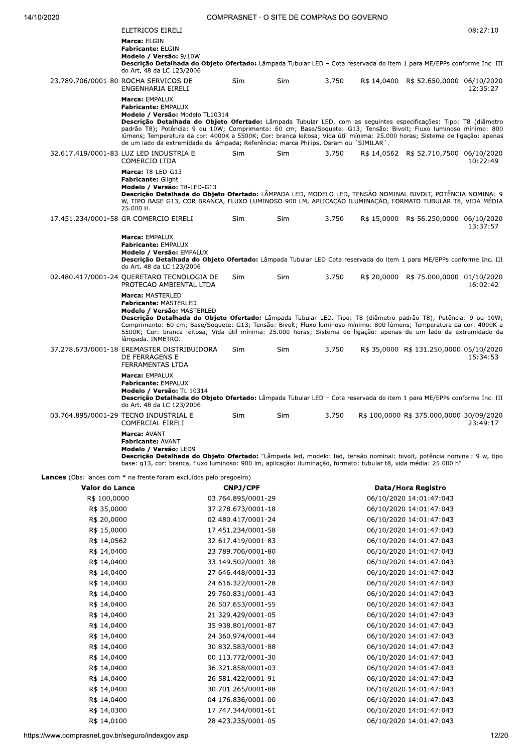| | | | | | | | |
|---|---|---|---|---|---|---|---|
| | ELETRICOS EIRELI | | | | | | 08:27:10 |

**Marca:** ELGIN
**Fabricante:** ELGIN
**Modelo / Versão:** 9/10W
**Descrição Detalhada do Objeto Ofertado:** Lâmpada Tubular LED – Cota reservada do item 1 para ME/EPPs conforme Inc. III do Art. 48 da LC 123/2006

| | | | | | | | |
|---|---|---|---|---|---|---|---|
| 23.789.706/0001-80 | ROCHA SERVICOS DE ENGENHARIA EIRELI | Sim | Sim | 3.750 | R$ 14,0400 | R$ 52.650,0000 | 06/10/2020 12:35:27 |

**Marca:** EMPALUX
**Fabricante:** EMPALUX
**Modelo / Versão:** Modelo TL10314
**Descrição Detalhada do Objeto Ofertado:** Lâmpada Tubular LED, com as seguintes especificações: Tipo: T8 (diâmetro padrão T8); Potência: 9 ou 10W; Comprimento: 60 cm; Base/Soquete: G13; Tensão: Bivolt; Fluxo luminoso mínimo: 800 lúmens; Temperatura da cor: 4000K a 5500K; Cor: branca leitosa; Vida útil mínima: 25.000 horas; Sistema de ligação: apenas de um lado da extremidade da lâmpada; Referência: marca Philips, Osram ou ´SIMILAR´.

| | | | | | | | |
|---|---|---|---|---|---|---|---|
| 32.617.419/0001-83 | LUZ LED INDUSTRIA E COMERCIO LTDA | Sim | Sim | 3.750 | R$ 14,0562 | R$ 52.710,7500 | 06/10/2020 10:22:49 |

**Marca:** T8-LED-G13
**Fabricante:** Glight
**Modelo / Versão:** T8-LED-G13
**Descrição Detalhada do Objeto Ofertado:** LÂMPADA LED, MODELO LED, TENSÃO NOMINAL BIVOLT, POTÊNCIA NOMINAL 9 W, TIPO BASE G13, COR BRANCA, FLUXO LUMINOSO 900 LM, APLICAÇÃO ILUMINAÇÃO, FORMATO TUBULAR T8, VIDA MÉDIA 25.000 H.

| | | | | | | | |
|---|---|---|---|---|---|---|---|
| 17.451.234/0001-58 | GR COMERCIO EIRELI | Sim | Sim | 3.750 | R$ 15,0000 | R$ 56.250,0000 | 06/10/2020 13:37:57 |

**Marca:** EMPALUX
**Fabricante:** EMPALUX
**Modelo / Versão:** EMPALUX
**Descrição Detalhada do Objeto Ofertado:** Lâmpada Tubular LED Cota reservada do item 1 para ME/EPPs conforme Inc. III do Art. 48 da LC 123/2006

| | | | | | | | |
|---|---|---|---|---|---|---|---|
| 02.480.417/0001-24 | QUERETARO TECNOLOGIA DE PROTECAO AMBIENTAL LTDA | Sim | Sim | 3.750 | R$ 20,0000 | R$ 75.000,0000 | 01/10/2020 16:02:42 |

**Marca:** MASTERLED
**Fabricante:** MASTERLED
**Modelo / Versão:** MASTERLED
**Descrição Detalhada do Objeto Ofertado:** Lâmpada Tubular LED. Tipo: T8 (diâmetro padrão T8); Potência: 9 ou 10W; Comprimento: 60 cm; Base/Soquete: G13; Tensão: Bivolt; Fluxo luminoso mínimo: 800 lúmens; Temperatura da cor: 4000K a 5500K; Cor: branca leitosa; Vida útil mínima: 25.000 horas; Sistema de ligação: apenas de um lado da extremidade da lâmpada. INMETRO.

| | | | | | | | |
|---|---|---|---|---|---|---|---|
| 37.278.673/0001-18 | EREMASTER DISTRIBUIDORA DE FERRAGENS E FERRAMENTAS LTDA | Sim | Sim | 3.750 | R$ 35,0000 | R$ 131.250,0000 | 05/10/2020 15:34:53 |

**Marca:** EMPALUX
**Fabricante:** EMPALUX
**Modelo / Versão:** TL 10314
**Descrição Detalhada do Objeto Ofertado:** Lâmpada Tubular LED – Cota reservada do item 1 para ME/EPPs conforme Inc. III do Art. 48 da LC 123/2006

| | | | | | | | |
|---|---|---|---|---|---|---|---|
| 03.764.895/0001-29 | TECNO INDUSTRIAL E COMERCIAL EIRELI | Sim | Sim | 3.750 | R$ 100,0000 | R$ 375.000,0000 | 30/09/2020 23:49:17 |

**Marca:** AVANT
**Fabricante:** AVANT
**Modelo / Versão:** LED9
**Descrição Detalhada do Objeto Ofertado:** "Lâmpada led, modelo: led, tensão nominal: bivolt, potência nominal: 9 w, tipo base: g13, cor: branca, fluxo luminoso: 900 lm, aplicação: iluminação, formato: tubular t8, vida média: 25.000 h"

**Lances** (Obs: lances com * na frente foram excluídos pelo pregoeiro)

| Valor do Lance | CNPJ/CPF | Data/Hora Registro |
|---|---|---|
| R$ 100,0000 | 03.764.895/0001-29 | 06/10/2020 14:01:47:043 |
| R$ 35,0000 | 37.278.673/0001-18 | 06/10/2020 14:01:47:043 |
| R$ 20,0000 | 02.480.417/0001-24 | 06/10/2020 14:01:47:043 |
| R$ 15,0000 | 17.451.234/0001-58 | 06/10/2020 14:01:47:043 |
| R$ 14,0562 | 32.617.419/0001-83 | 06/10/2020 14:01:47:043 |
| R$ 14,0400 | 23.789.706/0001-80 | 06/10/2020 14:01:47:043 |
| R$ 14,0400 | 33.149.502/0001-38 | 06/10/2020 14:01:47:043 |
| R$ 14,0400 | 27.646.448/0001-33 | 06/10/2020 14:01:47:043 |
| R$ 14,0400 | 24.616.322/0001-28 | 06/10/2020 14:01:47:043 |
| R$ 14,0400 | 29.760.831/0001-43 | 06/10/2020 14:01:47:043 |
| R$ 14,0400 | 26.507.653/0001-55 | 06/10/2020 14:01:47:043 |
| R$ 14,0400 | 21.329.429/0001-05 | 06/10/2020 14:01:47:043 |
| R$ 14,0400 | 35.938.801/0001-87 | 06/10/2020 14:01:47:043 |
| R$ 14,0400 | 24.360.974/0001-44 | 06/10/2020 14:01:47:043 |
| R$ 14,0400 | 30.832.583/0001-88 | 06/10/2020 14:01:47:043 |
| R$ 14,0400 | 00.113.772/0001-30 | 06/10/2020 14:01:47:043 |
| R$ 14,0400 | 36.321.858/0001-03 | 06/10/2020 14:01:47:043 |
| R$ 14,0400 | 26.581.422/0001-91 | 06/10/2020 14:01:47:043 |
| R$ 14,0400 | 30.701.265/0001-88 | 06/10/2020 14:01:47:043 |
| R$ 14,0400 | 04.176.836/0001-00 | 06/10/2020 14:01:47:043 |
| R$ 14,0300 | 17.747.344/0001-61 | 06/10/2020 14:01:47:043 |
| R$ 14,0100 | 28.423.235/0001-05 | 06/10/2020 14:01:47:043 |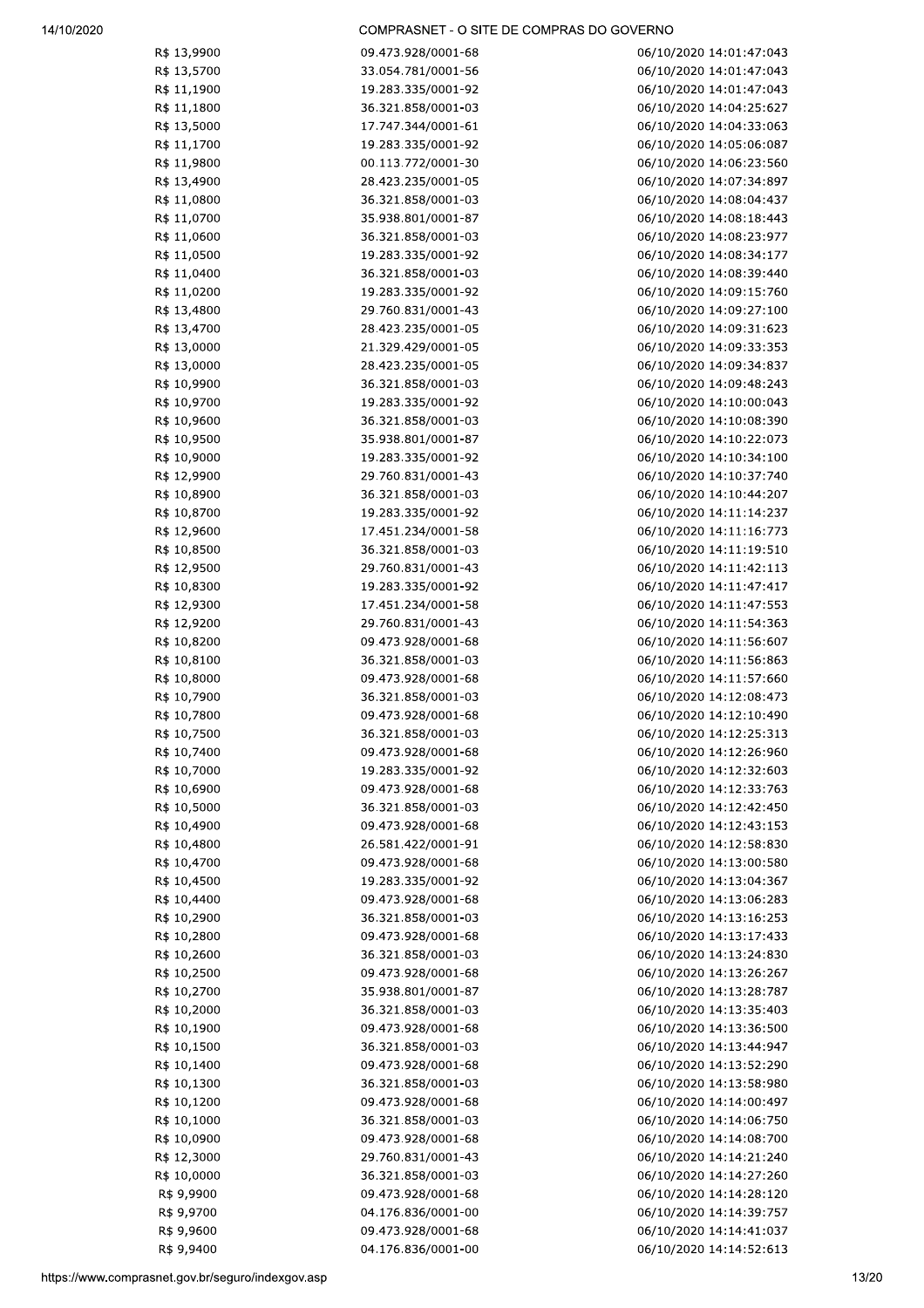| | | |
|---|---|---|
| R$ 13,9900 | 09.473.928/0001-68 | 06/10/2020 14:01:47:043 |
| R$ 13,5700 | 33.054.781/0001-56 | 06/10/2020 14:01:47:043 |
| R$ 11,1900 | 19.283.335/0001-92 | 06/10/2020 14:01:47:043 |
| R$ 11,1800 | 36.321.858/0001-03 | 06/10/2020 14:04:25:627 |
| R$ 13,5000 | 17.747.344/0001-61 | 06/10/2020 14:04:33:063 |
| R$ 11,1700 | 19.283.335/0001-92 | 06/10/2020 14:05:06:087 |
| R$ 11,9800 | 00.113.772/0001-30 | 06/10/2020 14:06:23:560 |
| R$ 13,4900 | 28.423.235/0001-05 | 06/10/2020 14:07:34:897 |
| R$ 11,0800 | 36.321.858/0001-03 | 06/10/2020 14:08:04:437 |
| R$ 11,0700 | 35.938.801/0001-87 | 06/10/2020 14:08:18:443 |
| R$ 11,0600 | 36.321.858/0001-03 | 06/10/2020 14:08:23:977 |
| R$ 11,0500 | 19.283.335/0001-92 | 06/10/2020 14:08:34:177 |
| R$ 11,0400 | 36.321.858/0001-03 | 06/10/2020 14:08:39:440 |
| R$ 11,0200 | 19.283.335/0001-92 | 06/10/2020 14:09:15:760 |
| R$ 13,4800 | 29.760.831/0001-43 | 06/10/2020 14:09:27:100 |
| R$ 13,4700 | 28.423.235/0001-05 | 06/10/2020 14:09:31:623 |
| R$ 13,0000 | 21.329.429/0001-05 | 06/10/2020 14:09:33:353 |
| R$ 13,0000 | 28.423.235/0001-05 | 06/10/2020 14:09:34:837 |
| R$ 10,9900 | 36.321.858/0001-03 | 06/10/2020 14:09:48:243 |
| R$ 10,9700 | 19.283.335/0001-92 | 06/10/2020 14:10:00:043 |
| R$ 10,9600 | 36.321.858/0001-03 | 06/10/2020 14:10:08:390 |
| R$ 10,9500 | 35.938.801/0001-87 | 06/10/2020 14:10:22:073 |
| R$ 10,9000 | 19.283.335/0001-92 | 06/10/2020 14:10:34:100 |
| R$ 12,9900 | 29.760.831/0001-43 | 06/10/2020 14:10:37:740 |
| R$ 10,8900 | 36.321.858/0001-03 | 06/10/2020 14:10:44:207 |
| R$ 10,8700 | 19.283.335/0001-92 | 06/10/2020 14:11:14:237 |
| R$ 12,9600 | 17.451.234/0001-58 | 06/10/2020 14:11:16:773 |
| R$ 10,8500 | 36.321.858/0001-03 | 06/10/2020 14:11:19:510 |
| R$ 12,9500 | 29.760.831/0001-43 | 06/10/2020 14:11:42:113 |
| R$ 10,8300 | 19.283.335/0001-92 | 06/10/2020 14:11:47:417 |
| R$ 12,9300 | 17.451.234/0001-58 | 06/10/2020 14:11:47:553 |
| R$ 12,9200 | 29.760.831/0001-43 | 06/10/2020 14:11:54:363 |
| R$ 10,8200 | 09.473.928/0001-68 | 06/10/2020 14:11:56:607 |
| R$ 10,8100 | 36.321.858/0001-03 | 06/10/2020 14:11:56:863 |
| R$ 10,8000 | 09.473.928/0001-68 | 06/10/2020 14:11:57:660 |
| R$ 10,7900 | 36.321.858/0001-03 | 06/10/2020 14:12:08:473 |
| R$ 10,7800 | 09.473.928/0001-68 | 06/10/2020 14:12:10:490 |
| R$ 10,7500 | 36.321.858/0001-03 | 06/10/2020 14:12:25:313 |
| R$ 10,7400 | 09.473.928/0001-68 | 06/10/2020 14:12:26:960 |
| R$ 10,7000 | 19.283.335/0001-92 | 06/10/2020 14:12:32:603 |
| R$ 10,6900 | 09.473.928/0001-68 | 06/10/2020 14:12:33:763 |
| R$ 10,5000 | 36.321.858/0001-03 | 06/10/2020 14:12:42:450 |
| R$ 10,4900 | 09.473.928/0001-68 | 06/10/2020 14:12:43:153 |
| R$ 10,4800 | 26.581.422/0001-91 | 06/10/2020 14:12:58:830 |
| R$ 10,4700 | 09.473.928/0001-68 | 06/10/2020 14:13:00:580 |
| R$ 10,4500 | 19.283.335/0001-92 | 06/10/2020 14:13:04:367 |
| R$ 10,4400 | 09.473.928/0001-68 | 06/10/2020 14:13:06:283 |
| R$ 10,2900 | 36.321.858/0001-03 | 06/10/2020 14:13:16:253 |
| R$ 10,2800 | 09.473.928/0001-68 | 06/10/2020 14:13:17:433 |
| R$ 10,2600 | 36.321.858/0001-03 | 06/10/2020 14:13:24:830 |
| R$ 10,2500 | 09.473.928/0001-68 | 06/10/2020 14:13:26:267 |
| R$ 10,2700 | 35.938.801/0001-87 | 06/10/2020 14:13:28:787 |
| R$ 10,2000 | 36.321.858/0001-03 | 06/10/2020 14:13:35:403 |
| R$ 10,1900 | 09.473.928/0001-68 | 06/10/2020 14:13:36:500 |
| R$ 10,1500 | 36.321.858/0001-03 | 06/10/2020 14:13:44:947 |
| R$ 10,1400 | 09.473.928/0001-68 | 06/10/2020 14:13:52:290 |
| R$ 10,1300 | 36.321.858/0001-03 | 06/10/2020 14:13:58:980 |
| R$ 10,1200 | 09.473.928/0001-68 | 06/10/2020 14:14:00:497 |
| R$ 10,1000 | 36.321.858/0001-03 | 06/10/2020 14:14:06:750 |
| R$ 10,0900 | 09.473.928/0001-68 | 06/10/2020 14:14:08:700 |
| R$ 12,3000 | 29.760.831/0001-43 | 06/10/2020 14:14:21:240 |
| R$ 10,0000 | 36.321.858/0001-03 | 06/10/2020 14:14:27:260 |
| R$ 9,9900 | 09.473.928/0001-68 | 06/10/2020 14:14:28:120 |
| R$ 9,9700 | 04.176.836/0001-00 | 06/10/2020 14:14:39:757 |
| R$ 9,9600 | 09.473.928/0001-68 | 06/10/2020 14:14:41:037 |
| R$ 9,9400 | 04.176.836/0001-00 | 06/10/2020 14:14:52:613 |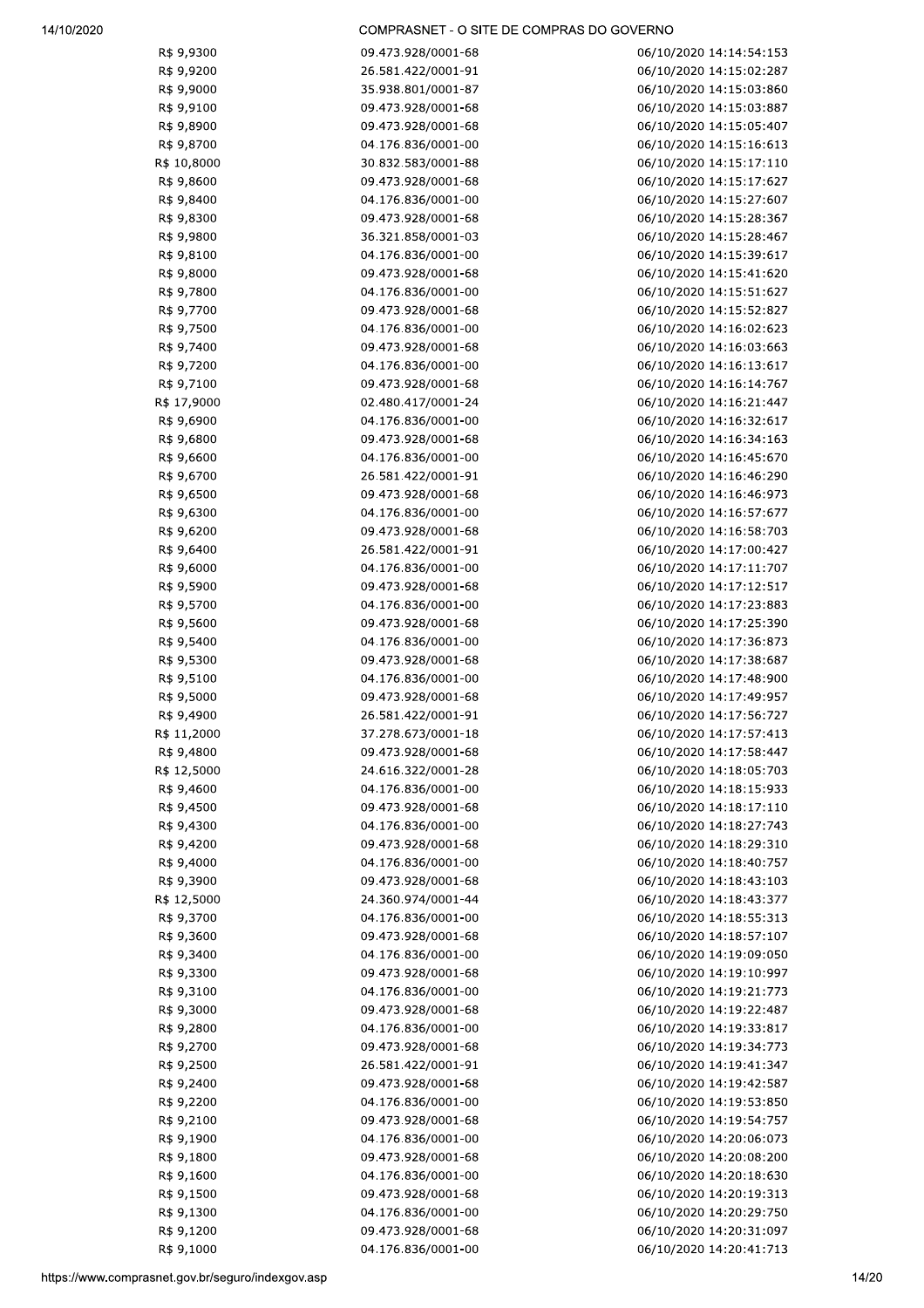| | | |
|---|---|---|
| R$ 9,9300 | 09.473.928/0001-68 | 06/10/2020 14:14:54:153 |
| R$ 9,9200 | 26.581.422/0001-91 | 06/10/2020 14:15:02:287 |
| R$ 9,9000 | 35.938.801/0001-87 | 06/10/2020 14:15:03:860 |
| R$ 9,9100 | 09.473.928/0001-68 | 06/10/2020 14:15:03:887 |
| R$ 9,8900 | 09.473.928/0001-68 | 06/10/2020 14:15:05:407 |
| R$ 9,8700 | 04.176.836/0001-00 | 06/10/2020 14:15:16:613 |
| R$ 10,8000 | 30.832.583/0001-88 | 06/10/2020 14:15:17:110 |
| R$ 9,8600 | 09.473.928/0001-68 | 06/10/2020 14:15:17:627 |
| R$ 9,8400 | 04.176.836/0001-00 | 06/10/2020 14:15:27:607 |
| R$ 9,8300 | 09.473.928/0001-68 | 06/10/2020 14:15:28:367 |
| R$ 9,9800 | 36.321.858/0001-03 | 06/10/2020 14:15:28:467 |
| R$ 9,8100 | 04.176.836/0001-00 | 06/10/2020 14:15:39:617 |
| R$ 9,8000 | 09.473.928/0001-68 | 06/10/2020 14:15:41:620 |
| R$ 9,7800 | 04.176.836/0001-00 | 06/10/2020 14:15:51:627 |
| R$ 9,7700 | 09.473.928/0001-68 | 06/10/2020 14:15:52:827 |
| R$ 9,7500 | 04.176.836/0001-00 | 06/10/2020 14:16:02:623 |
| R$ 9,7400 | 09.473.928/0001-68 | 06/10/2020 14:16:03:663 |
| R$ 9,7200 | 04.176.836/0001-00 | 06/10/2020 14:16:13:617 |
| R$ 9,7100 | 09.473.928/0001-68 | 06/10/2020 14:16:14:767 |
| R$ 17,9000 | 02.480.417/0001-24 | 06/10/2020 14:16:21:447 |
| R$ 9,6900 | 04.176.836/0001-00 | 06/10/2020 14:16:32:617 |
| R$ 9,6800 | 09.473.928/0001-68 | 06/10/2020 14:16:34:163 |
| R$ 9,6600 | 04.176.836/0001-00 | 06/10/2020 14:16:45:670 |
| R$ 9,6700 | 26.581.422/0001-91 | 06/10/2020 14:16:46:290 |
| R$ 9,6500 | 09.473.928/0001-68 | 06/10/2020 14:16:46:973 |
| R$ 9,6300 | 04.176.836/0001-00 | 06/10/2020 14:16:57:677 |
| R$ 9,6200 | 09.473.928/0001-68 | 06/10/2020 14:16:58:703 |
| R$ 9,6400 | 26.581.422/0001-91 | 06/10/2020 14:17:00:427 |
| R$ 9,6000 | 04.176.836/0001-00 | 06/10/2020 14:17:11:707 |
| R$ 9,5900 | 09.473.928/0001-68 | 06/10/2020 14:17:12:517 |
| R$ 9,5700 | 04.176.836/0001-00 | 06/10/2020 14:17:23:883 |
| R$ 9,5600 | 09.473.928/0001-68 | 06/10/2020 14:17:25:390 |
| R$ 9,5400 | 04.176.836/0001-00 | 06/10/2020 14:17:36:873 |
| R$ 9,5300 | 09.473.928/0001-68 | 06/10/2020 14:17:38:687 |
| R$ 9,5100 | 04.176.836/0001-00 | 06/10/2020 14:17:48:900 |
| R$ 9,5000 | 09.473.928/0001-68 | 06/10/2020 14:17:49:957 |
| R$ 9,4900 | 26.581.422/0001-91 | 06/10/2020 14:17:56:727 |
| R$ 11,2000 | 37.278.673/0001-18 | 06/10/2020 14:17:57:413 |
| R$ 9,4800 | 09.473.928/0001-68 | 06/10/2020 14:17:58:447 |
| R$ 12,5000 | 24.616.322/0001-28 | 06/10/2020 14:18:05:703 |
| R$ 9,4600 | 04.176.836/0001-00 | 06/10/2020 14:18:15:933 |
| R$ 9,4500 | 09.473.928/0001-68 | 06/10/2020 14:18:17:110 |
| R$ 9,4300 | 04.176.836/0001-00 | 06/10/2020 14:18:27:743 |
| R$ 9,4200 | 09.473.928/0001-68 | 06/10/2020 14:18:29:310 |
| R$ 9,4000 | 04.176.836/0001-00 | 06/10/2020 14:18:40:757 |
| R$ 9,3900 | 09.473.928/0001-68 | 06/10/2020 14:18:43:103 |
| R$ 12,5000 | 24.360.974/0001-44 | 06/10/2020 14:18:43:377 |
| R$ 9,3700 | 04.176.836/0001-00 | 06/10/2020 14:18:55:313 |
| R$ 9,3600 | 09.473.928/0001-68 | 06/10/2020 14:18:57:107 |
| R$ 9,3400 | 04.176.836/0001-00 | 06/10/2020 14:19:09:050 |
| R$ 9,3300 | 09.473.928/0001-68 | 06/10/2020 14:19:10:997 |
| R$ 9,3100 | 04.176.836/0001-00 | 06/10/2020 14:19:21:773 |
| R$ 9,3000 | 09.473.928/0001-68 | 06/10/2020 14:19:22:487 |
| R$ 9,2800 | 04.176.836/0001-00 | 06/10/2020 14:19:33:817 |
| R$ 9,2700 | 09.473.928/0001-68 | 06/10/2020 14:19:34:773 |
| R$ 9,2500 | 26.581.422/0001-91 | 06/10/2020 14:19:41:347 |
| R$ 9,2400 | 09.473.928/0001-68 | 06/10/2020 14:19:42:587 |
| R$ 9,2200 | 04.176.836/0001-00 | 06/10/2020 14:19:53:850 |
| R$ 9,2100 | 09.473.928/0001-68 | 06/10/2020 14:19:54:757 |
| R$ 9,1900 | 04.176.836/0001-00 | 06/10/2020 14:20:06:073 |
| R$ 9,1800 | 09.473.928/0001-68 | 06/10/2020 14:20:08:200 |
| R$ 9,1600 | 04.176.836/0001-00 | 06/10/2020 14:20:18:630 |
| R$ 9,1500 | 09.473.928/0001-68 | 06/10/2020 14:20:19:313 |
| R$ 9,1300 | 04.176.836/0001-00 | 06/10/2020 14:20:29:750 |
| R$ 9,1200 | 09.473.928/0001-68 | 06/10/2020 14:20:31:097 |
| R$ 9,1000 | 04.176.836/0001-00 | 06/10/2020 14:20:41:713 |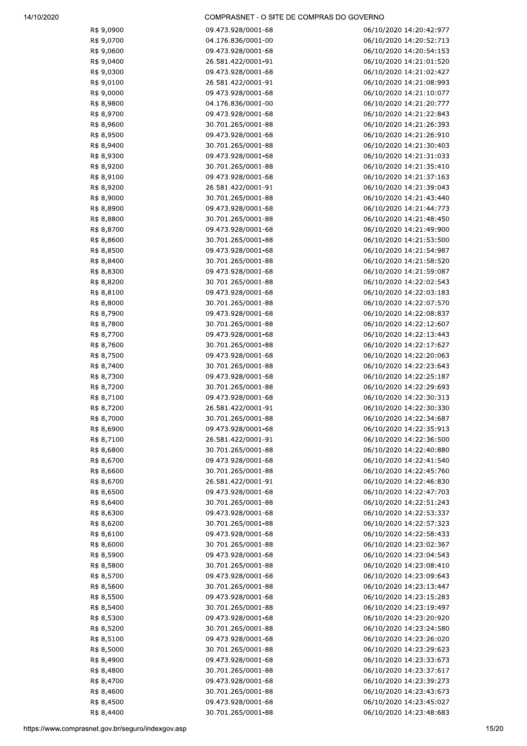| | | |
|---|---|---|
| R$ 9,0900 | 09.473.928/0001-68 | 06/10/2020 14:20:42:977 |
| R$ 9,0700 | 04.176.836/0001-00 | 06/10/2020 14:20:52:713 |
| R$ 9,0600 | 09.473.928/0001-68 | 06/10/2020 14:20:54:153 |
| R$ 9,0400 | 26.581.422/0001-91 | 06/10/2020 14:21:01:520 |
| R$ 9,0300 | 09.473.928/0001-68 | 06/10/2020 14:21:02:427 |
| R$ 9,0100 | 26.581.422/0001-91 | 06/10/2020 14:21:08:993 |
| R$ 9,0000 | 09.473.928/0001-68 | 06/10/2020 14:21:10:077 |
| R$ 8,9800 | 04.176.836/0001-00 | 06/10/2020 14:21:20:777 |
| R$ 8,9700 | 09.473.928/0001-68 | 06/10/2020 14:21:22:843 |
| R$ 8,9600 | 30.701.265/0001-88 | 06/10/2020 14:21:26:393 |
| R$ 8,9500 | 09.473.928/0001-68 | 06/10/2020 14:21:26:910 |
| R$ 8,9400 | 30.701.265/0001-88 | 06/10/2020 14:21:30:403 |
| R$ 8,9300 | 09.473.928/0001-68 | 06/10/2020 14:21:31:033 |
| R$ 8,9200 | 30.701.265/0001-88 | 06/10/2020 14:21:35:410 |
| R$ 8,9100 | 09.473.928/0001-68 | 06/10/2020 14:21:37:163 |
| R$ 8,9200 | 26.581.422/0001-91 | 06/10/2020 14:21:39:043 |
| R$ 8,9000 | 30.701.265/0001-88 | 06/10/2020 14:21:43:440 |
| R$ 8,8900 | 09.473.928/0001-68 | 06/10/2020 14:21:44:773 |
| R$ 8,8800 | 30.701.265/0001-88 | 06/10/2020 14:21:48:450 |
| R$ 8,8700 | 09.473.928/0001-68 | 06/10/2020 14:21:49:900 |
| R$ 8,8600 | 30.701.265/0001-88 | 06/10/2020 14:21:53:500 |
| R$ 8,8500 | 09.473.928/0001-68 | 06/10/2020 14:21:54:987 |
| R$ 8,8400 | 30.701.265/0001-88 | 06/10/2020 14:21:58:520 |
| R$ 8,8300 | 09.473.928/0001-68 | 06/10/2020 14:21:59:087 |
| R$ 8,8200 | 30.701.265/0001-88 | 06/10/2020 14:22:02:543 |
| R$ 8,8100 | 09.473.928/0001-68 | 06/10/2020 14:22:03:183 |
| R$ 8,8000 | 30.701.265/0001-88 | 06/10/2020 14:22:07:570 |
| R$ 8,7900 | 09.473.928/0001-68 | 06/10/2020 14:22:08:837 |
| R$ 8,7800 | 30.701.265/0001-88 | 06/10/2020 14:22:12:607 |
| R$ 8,7700 | 09.473.928/0001-68 | 06/10/2020 14:22:13:443 |
| R$ 8,7600 | 30.701.265/0001-88 | 06/10/2020 14:22:17:627 |
| R$ 8,7500 | 09.473.928/0001-68 | 06/10/2020 14:22:20:063 |
| R$ 8,7400 | 30.701.265/0001-88 | 06/10/2020 14:22:23:643 |
| R$ 8,7300 | 09.473.928/0001-68 | 06/10/2020 14:22:25:187 |
| R$ 8,7200 | 30.701.265/0001-88 | 06/10/2020 14:22:29:693 |
| R$ 8,7100 | 09.473.928/0001-68 | 06/10/2020 14:22:30:313 |
| R$ 8,7200 | 26.581.422/0001-91 | 06/10/2020 14:22:30:330 |
| R$ 8,7000 | 30.701.265/0001-88 | 06/10/2020 14:22:34:687 |
| R$ 8,6900 | 09.473.928/0001-68 | 06/10/2020 14:22:35:913 |
| R$ 8,7100 | 26.581.422/0001-91 | 06/10/2020 14:22:36:500 |
| R$ 8,6800 | 30.701.265/0001-88 | 06/10/2020 14:22:40:880 |
| R$ 8,6700 | 09.473.928/0001-68 | 06/10/2020 14:22:41:540 |
| R$ 8,6600 | 30.701.265/0001-88 | 06/10/2020 14:22:45:760 |
| R$ 8,6700 | 26.581.422/0001-91 | 06/10/2020 14:22:46:830 |
| R$ 8,6500 | 09.473.928/0001-68 | 06/10/2020 14:22:47:703 |
| R$ 8,6400 | 30.701.265/0001-88 | 06/10/2020 14:22:51:243 |
| R$ 8,6300 | 09.473.928/0001-68 | 06/10/2020 14:22:53:337 |
| R$ 8,6200 | 30.701.265/0001-88 | 06/10/2020 14:22:57:323 |
| R$ 8,6100 | 09.473.928/0001-68 | 06/10/2020 14:22:58:433 |
| R$ 8,6000 | 30.701.265/0001-88 | 06/10/2020 14:23:02:367 |
| R$ 8,5900 | 09.473.928/0001-68 | 06/10/2020 14:23:04:543 |
| R$ 8,5800 | 30.701.265/0001-88 | 06/10/2020 14:23:08:410 |
| R$ 8,5700 | 09.473.928/0001-68 | 06/10/2020 14:23:09:643 |
| R$ 8,5600 | 30.701.265/0001-88 | 06/10/2020 14:23:13:447 |
| R$ 8,5500 | 09.473.928/0001-68 | 06/10/2020 14:23:15:283 |
| R$ 8,5400 | 30.701.265/0001-88 | 06/10/2020 14:23:19:497 |
| R$ 8,5300 | 09.473.928/0001-68 | 06/10/2020 14:23:20:920 |
| R$ 8,5200 | 30.701.265/0001-88 | 06/10/2020 14:23:24:580 |
| R$ 8,5100 | 09.473.928/0001-68 | 06/10/2020 14:23:26:020 |
| R$ 8,5000 | 30.701.265/0001-88 | 06/10/2020 14:23:29:623 |
| R$ 8,4900 | 09.473.928/0001-68 | 06/10/2020 14:23:33:673 |
| R$ 8,4800 | 30.701.265/0001-88 | 06/10/2020 14:23:37:617 |
| R$ 8,4700 | 09.473.928/0001-68 | 06/10/2020 14:23:39:273 |
| R$ 8,4600 | 30.701.265/0001-88 | 06/10/2020 14:23:43:673 |
| R$ 8,4500 | 09.473.928/0001-68 | 06/10/2020 14:23:45:027 |
| R$ 8,4400 | 30.701.265/0001-88 | 06/10/2020 14:23:48:683 |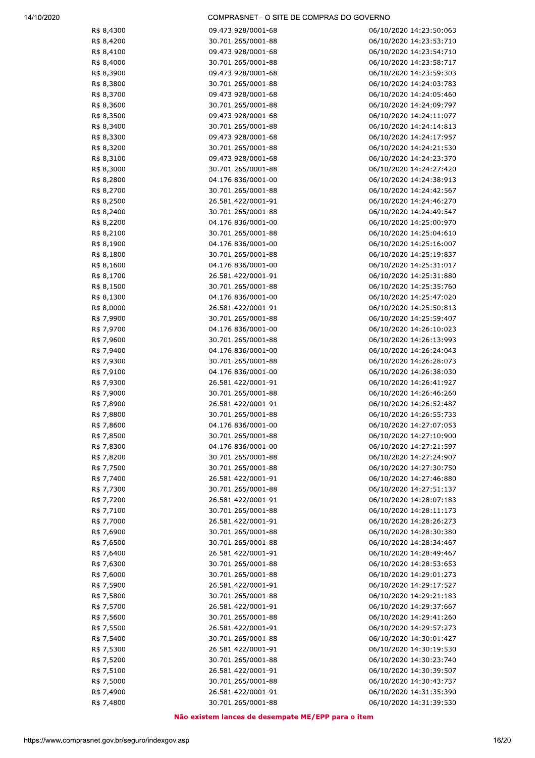| | | |
|---|---|---|
| R$ 8,4300 | 09.473.928/0001-68 | 06/10/2020 14:23:50:063 |
| R$ 8,4200 | 30.701.265/0001-88 | 06/10/2020 14:23:53:710 |
| R$ 8,4100 | 09.473.928/0001-68 | 06/10/2020 14:23:54:710 |
| R$ 8,4000 | 30.701.265/0001-88 | 06/10/2020 14:23:58:717 |
| R$ 8,3900 | 09.473.928/0001-68 | 06/10/2020 14:23:59:303 |
| R$ 8,3800 | 30.701.265/0001-88 | 06/10/2020 14:24:03:783 |
| R$ 8,3700 | 09.473.928/0001-68 | 06/10/2020 14:24:05:460 |
| R$ 8,3600 | 30.701.265/0001-88 | 06/10/2020 14:24:09:797 |
| R$ 8,3500 | 09.473.928/0001-68 | 06/10/2020 14:24:11:077 |
| R$ 8,3400 | 30.701.265/0001-88 | 06/10/2020 14:24:14:813 |
| R$ 8,3300 | 09.473.928/0001-68 | 06/10/2020 14:24:17:957 |
| R$ 8,3200 | 30.701.265/0001-88 | 06/10/2020 14:24:21:530 |
| R$ 8,3100 | 09.473.928/0001-68 | 06/10/2020 14:24:23:370 |
| R$ 8,3000 | 30.701.265/0001-88 | 06/10/2020 14:24:27:420 |
| R$ 8,2800 | 04.176.836/0001-00 | 06/10/2020 14:24:38:913 |
| R$ 8,2700 | 30.701.265/0001-88 | 06/10/2020 14:24:42:567 |
| R$ 8,2500 | 26.581.422/0001-91 | 06/10/2020 14:24:46:270 |
| R$ 8,2400 | 30.701.265/0001-88 | 06/10/2020 14:24:49:547 |
| R$ 8,2200 | 04.176.836/0001-00 | 06/10/2020 14:25:00:970 |
| R$ 8,2100 | 30.701.265/0001-88 | 06/10/2020 14:25:04:610 |
| R$ 8,1900 | 04.176.836/0001-00 | 06/10/2020 14:25:16:007 |
| R$ 8,1800 | 30.701.265/0001-88 | 06/10/2020 14:25:19:837 |
| R$ 8,1600 | 04.176.836/0001-00 | 06/10/2020 14:25:31:017 |
| R$ 8,1700 | 26.581.422/0001-91 | 06/10/2020 14:25:31:880 |
| R$ 8,1500 | 30.701.265/0001-88 | 06/10/2020 14:25:35:760 |
| R$ 8,1300 | 04.176.836/0001-00 | 06/10/2020 14:25:47:020 |
| R$ 8,0000 | 26.581.422/0001-91 | 06/10/2020 14:25:50:813 |
| R$ 7,9900 | 30.701.265/0001-88 | 06/10/2020 14:25:59:407 |
| R$ 7,9700 | 04.176.836/0001-00 | 06/10/2020 14:26:10:023 |
| R$ 7,9600 | 30.701.265/0001-88 | 06/10/2020 14:26:13:993 |
| R$ 7,9400 | 04.176.836/0001-00 | 06/10/2020 14:26:24:043 |
| R$ 7,9300 | 30.701.265/0001-88 | 06/10/2020 14:26:28:073 |
| R$ 7,9100 | 04.176.836/0001-00 | 06/10/2020 14:26:38:030 |
| R$ 7,9300 | 26.581.422/0001-91 | 06/10/2020 14:26:41:927 |
| R$ 7,9000 | 30.701.265/0001-88 | 06/10/2020 14:26:46:260 |
| R$ 7,8900 | 26.581.422/0001-91 | 06/10/2020 14:26:52:487 |
| R$ 7,8800 | 30.701.265/0001-88 | 06/10/2020 14:26:55:733 |
| R$ 7,8600 | 04.176.836/0001-00 | 06/10/2020 14:27:07:053 |
| R$ 7,8500 | 30.701.265/0001-88 | 06/10/2020 14:27:10:900 |
| R$ 7,8300 | 04.176.836/0001-00 | 06/10/2020 14:27:21:597 |
| R$ 7,8200 | 30.701.265/0001-88 | 06/10/2020 14:27:24:907 |
| R$ 7,7500 | 30.701.265/0001-88 | 06/10/2020 14:27:30:750 |
| R$ 7,7400 | 26.581.422/0001-91 | 06/10/2020 14:27:46:880 |
| R$ 7,7300 | 30.701.265/0001-88 | 06/10/2020 14:27:51:137 |
| R$ 7,7200 | 26.581.422/0001-91 | 06/10/2020 14:28:07:183 |
| R$ 7,7100 | 30.701.265/0001-88 | 06/10/2020 14:28:11:173 |
| R$ 7,7000 | 26.581.422/0001-91 | 06/10/2020 14:28:26:273 |
| R$ 7,6900 | 30.701.265/0001-88 | 06/10/2020 14:28:30:380 |
| R$ 7,6500 | 30.701.265/0001-88 | 06/10/2020 14:28:34:467 |
| R$ 7,6400 | 26.581.422/0001-91 | 06/10/2020 14:28:49:467 |
| R$ 7,6300 | 30.701.265/0001-88 | 06/10/2020 14:28:53:653 |
| R$ 7,6000 | 30.701.265/0001-88 | 06/10/2020 14:29:01:273 |
| R$ 7,5900 | 26.581.422/0001-91 | 06/10/2020 14:29:17:527 |
| R$ 7,5800 | 30.701.265/0001-88 | 06/10/2020 14:29:21:183 |
| R$ 7,5700 | 26.581.422/0001-91 | 06/10/2020 14:29:37:667 |
| R$ 7,5600 | 30.701.265/0001-88 | 06/10/2020 14:29:41:260 |
| R$ 7,5500 | 26.581.422/0001-91 | 06/10/2020 14:29:57:273 |
| R$ 7,5400 | 30.701.265/0001-88 | 06/10/2020 14:30:01:427 |
| R$ 7,5300 | 26.581.422/0001-91 | 06/10/2020 14:30:19:530 |
| R$ 7,5200 | 30.701.265/0001-88 | 06/10/2020 14:30:23:740 |
| R$ 7,5100 | 26.581.422/0001-91 | 06/10/2020 14:30:39:507 |
| R$ 7,5000 | 30.701.265/0001-88 | 06/10/2020 14:30:43:737 |
| R$ 7,4900 | 26.581.422/0001-91 | 06/10/2020 14:31:35:390 |
| R$ 7,4800 | 30.701.265/0001-88 | 06/10/2020 14:31:39:530 |

**Não existem lances de desempate ME/EPP para o item**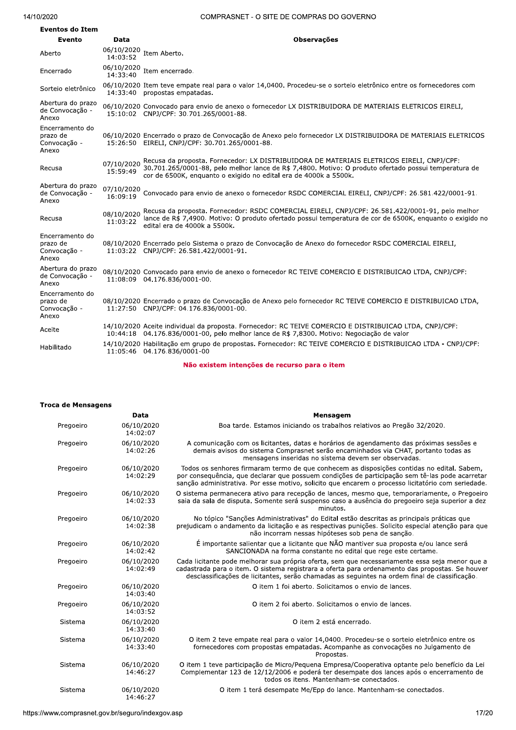**Eventos do Item**

| Evento | Data | Observações |
|---|---|---|
| Aberto | 06/10/2020 14:03:52 | Item Aberto. |
| Encerrado | 06/10/2020 14:33:40 | Item encerrado. |
| Sorteio eletrônico | 06/10/2020 14:33:40 | Item teve empate real para o valor 14,0400. Procedeu-se o sorteio eletrônico entre os fornecedores com propostas empatadas. |
| Abertura do prazo de Convocação - Anexo | 06/10/2020 15:10:02 | Convocado para envio de anexo o fornecedor LX DISTRIBUIDORA DE MATERIAIS ELETRICOS EIRELI, CNPJ/CPF: 30.701.265/0001-88. |
| Encerramento do prazo de Convocação - Anexo | 06/10/2020 15:26:50 | Encerrado o prazo de Convocação de Anexo pelo fornecedor LX DISTRIBUIDORA DE MATERIAIS ELETRICOS EIRELI, CNPJ/CPF: 30.701.265/0001-88. |
| Recusa | 07/10/2020 15:59:49 | Recusa da proposta. Fornecedor: LX DISTRIBUIDORA DE MATERIAIS ELETRICOS EIRELI, CNPJ/CPF: 30.701.265/0001-88, pelo melhor lance de R$ 7,4800. Motivo: O produto ofertado possui temperatura de cor de 6500K, enquanto o exigido no edital era de 4000k a 5500k. |
| Abertura do prazo de Convocação - Anexo | 07/10/2020 16:09:19 | Convocado para envio de anexo o fornecedor RSDC COMERCIAL EIRELI, CNPJ/CPF: 26.581.422/0001-91. |
| Recusa | 08/10/2020 11:03:22 | Recusa da proposta. Fornecedor: RSDC COMERCIAL EIRELI, CNPJ/CPF: 26.581.422/0001-91, pelo melhor lance de R$ 7,4900. Motivo: O produto ofertado possui temperatura de cor de 6500K, enquanto o exigido no edital era de 4000k a 5500k. |
| Encerramento do prazo de Convocação - Anexo | 08/10/2020 11:03:22 | Encerrado pelo Sistema o prazo de Convocação de Anexo do fornecedor RSDC COMERCIAL EIRELI, CNPJ/CPF: 26.581.422/0001-91. |
| Abertura do prazo de Convocação - Anexo | 08/10/2020 11:08:09 | Convocado para envio de anexo o fornecedor RC TEIVE COMERCIO E DISTRIBUICAO LTDA, CNPJ/CPF: 04.176.836/0001-00. |
| Encerramento do prazo de Convocação - Anexo | 08/10/2020 11:27:50 | Encerrado o prazo de Convocação de Anexo pelo fornecedor RC TEIVE COMERCIO E DISTRIBUICAO LTDA, CNPJ/CPF: 04.176.836/0001-00. |
| Aceite | 14/10/2020 10:44:18 | Aceite individual da proposta. Fornecedor: RC TEIVE COMERCIO E DISTRIBUICAO LTDA, CNPJ/CPF: 04.176.836/0001-00, pelo melhor lance de R$ 7,8300. Motivo: Negociação de valor |
| Habilitado | 14/10/2020 11:05:46 | Habilitação em grupo de propostas. Fornecedor: RC TEIVE COMERCIO E DISTRIBUICAO LTDA - CNPJ/CPF: 04.176.836/0001-00 |

**Não existem intenções de recurso para o item**

**Troca de Mensagens**

| | Data | Mensagem |
|---|---|---|
| Pregoeiro | 06/10/2020 14:02:07 | Boa tarde. Estamos iniciando os trabalhos relativos ao Pregão 32/2020. |
| Pregoeiro | 06/10/2020 14:02:26 | A comunicação com os licitantes, datas e horários de agendamento das próximas sessões e demais avisos do sistema Comprasnet serão encaminhados via CHAT, portanto todas as mensagens inseridas no sistema devem ser observadas. |
| Pregoeiro | 06/10/2020 14:02:29 | Todos os senhores firmaram termo de que conhecem as disposições contidas no edital. Sabem, por consequência, que declarar que possuem condições de participação sem tê-las pode acarretar sanção administrativa. Por esse motivo, solicito que encarem o processo licitatório com seriedade. |
| Pregoeiro | 06/10/2020 14:02:33 | O sistema permanecera ativo para recepção de lances, mesmo que, temporariamente, o Pregoeiro saia da sala de disputa. Somente será suspenso caso a ausência do pregoeiro seja superior a dez minutos. |
| Pregoeiro | 06/10/2020 14:02:38 | No tópico "Sanções Administrativas" do Edital estão descritas as principais práticas que prejudicam o andamento da licitação e as respectivas punições. Solicito especial atenção para que não incorram nessas hipóteses sob pena de sanção. |
| Pregoeiro | 06/10/2020 14:02:42 | É importante salientar que a licitante que NÃO mantiver sua proposta e/ou lance será SANCIONADA na forma constante no edital que rege este certame. |
| Pregoeiro | 06/10/2020 14:02:49 | Cada licitante pode melhorar sua própria oferta, sem que necessariamente essa seja menor que a cadastrada para o item. O sistema registrara a oferta para ordenamento das propostas. Se houver desclassificações de licitantes, serão chamadas as seguintes na ordem final de classificação. |
| Pregoeiro | 06/10/2020 14:03:40 | O item 1 foi aberto. Solicitamos o envio de lances. |
| Pregoeiro | 06/10/2020 14:03:52 | O item 2 foi aberto. Solicitamos o envio de lances. |
| Sistema | 06/10/2020 14:33:40 | O item 2 está encerrado. |
| Sistema | 06/10/2020 14:33:40 | O item 2 teve empate real para o valor 14,0400. Procedeu-se o sorteio eletrônico entre os fornecedores com propostas empatadas. Acompanhe as convocações no Julgamento de Propostas. |
| Sistema | 06/10/2020 14:46:27 | O item 1 teve participação de Micro/Pequena Empresa/Cooperativa optante pelo benefício da Lei Complementar 123 de 12/12/2006 e poderá ter desempate dos lances após o encerramento de todos os itens. Mantenham-se conectados. |
| Sistema | 06/10/2020 14:46:27 | O item 1 terá desempate Me/Epp do lance. Mantenham-se conectados. |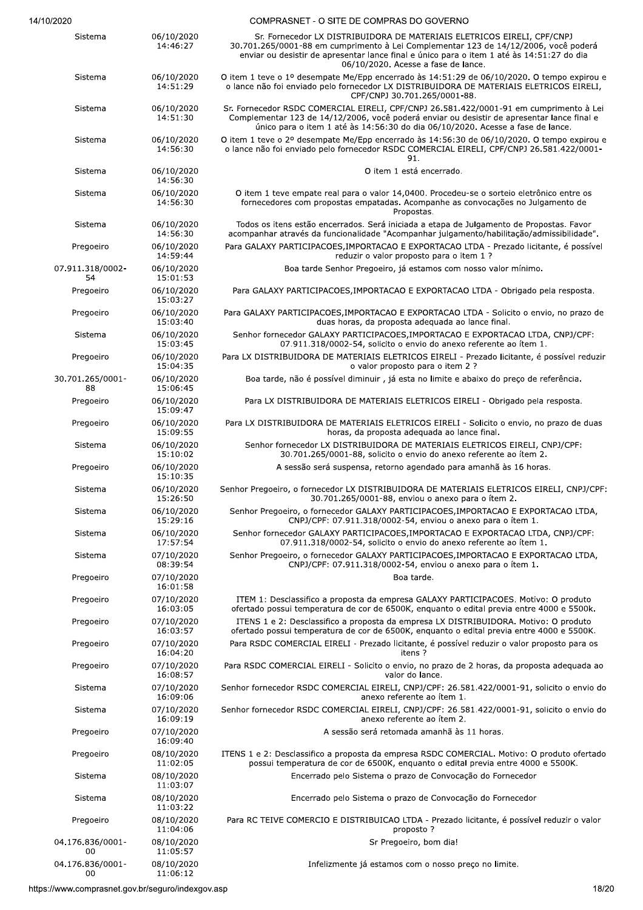| | | |
|---|---|---|
| Sistema | 06/10/2020 14:46:27 | Sr. Fornecedor LX DISTRIBUIDORA DE MATERIAIS ELETRICOS EIRELI, CPF/CNPJ 30.701.265/0001-88 em cumprimento à Lei Complementar 123 de 14/12/2006, você poderá enviar ou desistir de apresentar lance final e único para o item 1 até às 14:51:27 do dia 06/10/2020. Acesse a fase de lance. |
| Sistema | 06/10/2020 14:51:29 | O item 1 teve o 1º desempate Me/Epp encerrado às 14:51:29 de 06/10/2020. O tempo expirou e o lance não foi enviado pelo fornecedor LX DISTRIBUIDORA DE MATERIAIS ELETRICOS EIRELI, CPF/CNPJ 30.701.265/0001-88. |
| Sistema | 06/10/2020 14:51:30 | Sr. Fornecedor RSDC COMERCIAL EIRELI, CPF/CNPJ 26.581.422/0001-91 em cumprimento à Lei Complementar 123 de 14/12/2006, você poderá enviar ou desistir de apresentar lance final e único para o item 1 até às 14:56:30 do dia 06/10/2020. Acesse a fase de lance. |
| Sistema | 06/10/2020 14:56:30 | O item 1 teve o 2º desempate Me/Epp encerrado às 14:56:30 de 06/10/2020. O tempo expirou e o lance não foi enviado pelo fornecedor RSDC COMERCIAL EIRELI, CPF/CNPJ 26.581.422/0001-91. |
| Sistema | 06/10/2020 14:56:30 | O item 1 está encerrado. |
| Sistema | 06/10/2020 14:56:30 | O item 1 teve empate real para o valor 14,0400. Procedeu-se o sorteio eletrônico entre os fornecedores com propostas empatadas. Acompanhe as convocações no Julgamento de Propostas. |
| Sistema | 06/10/2020 14:56:30 | Todos os itens estão encerrados. Será iniciada a etapa de Julgamento de Propostas. Favor acompanhar através da funcionalidade "Acompanhar julgamento/habilitação/admissibilidade". |
| Pregoeiro | 06/10/2020 14:59:44 | Para GALAXY PARTICIPACOES,IMPORTACAO E EXPORTACAO LTDA - Prezado licitante, é possível reduzir o valor proposto para o item 1 ? |
| 07.911.318/0002-54 | 06/10/2020 15:01:53 | Boa tarde Senhor Pregoeiro, já estamos com nosso valor mínimo. |
| Pregoeiro | 06/10/2020 15:03:27 | Para GALAXY PARTICIPACOES,IMPORTACAO E EXPORTACAO LTDA - Obrigado pela resposta. |
| Pregoeiro | 06/10/2020 15:03:40 | Para GALAXY PARTICIPACOES,IMPORTACAO E EXPORTACAO LTDA - Solicito o envio, no prazo de duas horas, da proposta adequada ao lance final. |
| Sistema | 06/10/2020 15:03:45 | Senhor fornecedor GALAXY PARTICIPACOES,IMPORTACAO E EXPORTACAO LTDA, CNPJ/CPF: 07.911.318/0002-54, solicito o envio do anexo referente ao ítem 1. |
| Pregoeiro | 06/10/2020 15:04:35 | Para LX DISTRIBUIDORA DE MATERIAIS ELETRICOS EIRELI - Prezado licitante, é possível reduzir o valor proposto para o item 2 ? |
| 30.701.265/0001-88 | 06/10/2020 15:06:45 | Boa tarde, não é possível diminuir , já esta no limite e abaixo do preço de referência. |
| Pregoeiro | 06/10/2020 15:09:47 | Para LX DISTRIBUIDORA DE MATERIAIS ELETRICOS EIRELI - Obrigado pela resposta. |
| Pregoeiro | 06/10/2020 15:09:55 | Para LX DISTRIBUIDORA DE MATERIAIS ELETRICOS EIRELI - Solicito o envio, no prazo de duas horas, da proposta adequada ao lance final. |
| Sistema | 06/10/2020 15:10:02 | Senhor fornecedor LX DISTRIBUIDORA DE MATERIAIS ELETRICOS EIRELI, CNPJ/CPF: 30.701.265/0001-88, solicito o envio do anexo referente ao ítem 2. |
| Pregoeiro | 06/10/2020 15:10:35 | A sessão será suspensa, retorno agendado para amanhã às 16 horas. |
| Sistema | 06/10/2020 15:26:50 | Senhor Pregoeiro, o fornecedor LX DISTRIBUIDORA DE MATERIAIS ELETRICOS EIRELI, CNPJ/CPF: 30.701.265/0001-88, enviou o anexo para o ítem 2. |
| Sistema | 06/10/2020 15:29:16 | Senhor Pregoeiro, o fornecedor GALAXY PARTICIPACOES,IMPORTACAO E EXPORTACAO LTDA, CNPJ/CPF: 07.911.318/0002-54, enviou o anexo para o ítem 1. |
| Sistema | 06/10/2020 17:57:54 | Senhor fornecedor GALAXY PARTICIPACOES,IMPORTACAO E EXPORTACAO LTDA, CNPJ/CPF: 07.911.318/0002-54, solicito o envio do anexo referente ao ítem 1. |
| Sistema | 07/10/2020 08:39:54 | Senhor Pregoeiro, o fornecedor GALAXY PARTICIPACOES,IMPORTACAO E EXPORTACAO LTDA, CNPJ/CPF: 07.911.318/0002-54, enviou o anexo para o ítem 1. |
| Pregoeiro | 07/10/2020 16:01:58 | Boa tarde. |
| Pregoeiro | 07/10/2020 16:03:05 | ITEM 1: Desclassifico a proposta da empresa GALAXY PARTICIPACOES. Motivo: O produto ofertado possui temperatura de cor de 6500K, enquanto o edital previa entre 4000 e 5500k. |
| Pregoeiro | 07/10/2020 16:03:57 | ITENS 1 e 2: Desclassifico a proposta da empresa LX DISTRIBUIDORA. Motivo: O produto ofertado possui temperatura de cor de 6500K, enquanto o edital previa entre 4000 e 5500K. |
| Pregoeiro | 07/10/2020 16:04:20 | Para RSDC COMERCIAL EIRELI - Prezado licitante, é possível reduzir o valor proposto para os itens ? |
| Pregoeiro | 07/10/2020 16:08:57 | Para RSDC COMERCIAL EIRELI - Solicito o envio, no prazo de 2 horas, da proposta adequada ao valor do lance. |
| Sistema | 07/10/2020 16:09:06 | Senhor fornecedor RSDC COMERCIAL EIRELI, CNPJ/CPF: 26.581.422/0001-91, solicito o envio do anexo referente ao ítem 1. |
| Sistema | 07/10/2020 16:09:19 | Senhor fornecedor RSDC COMERCIAL EIRELI, CNPJ/CPF: 26.581.422/0001-91, solicito o envio do anexo referente ao ítem 2. |
| Pregoeiro | 07/10/2020 16:09:40 | A sessão será retomada amanhã às 11 horas. |
| Pregoeiro | 08/10/2020 11:02:05 | ITENS 1 e 2: Desclassifico a proposta da empresa RSDC COMERCIAL. Motivo: O produto ofertado possui temperatura de cor de 6500K, enquanto o edital previa entre 4000 e 5500K. |
| Sistema | 08/10/2020 11:03:07 | Encerrado pelo Sistema o prazo de Convocação do Fornecedor |
| Sistema | 08/10/2020 11:03:22 | Encerrado pelo Sistema o prazo de Convocação do Fornecedor |
| Pregoeiro | 08/10/2020 11:04:06 | Para RC TEIVE COMERCIO E DISTRIBUICAO LTDA - Prezado licitante, é possível reduzir o valor proposto ? |
| 04.176.836/0001-00 | 08/10/2020 11:05:57 | Sr Pregoeiro, bom dia! |
| 04.176.836/0001-00 | 08/10/2020 11:06:12 | Infelizmente já estamos com o nosso preço no limite. |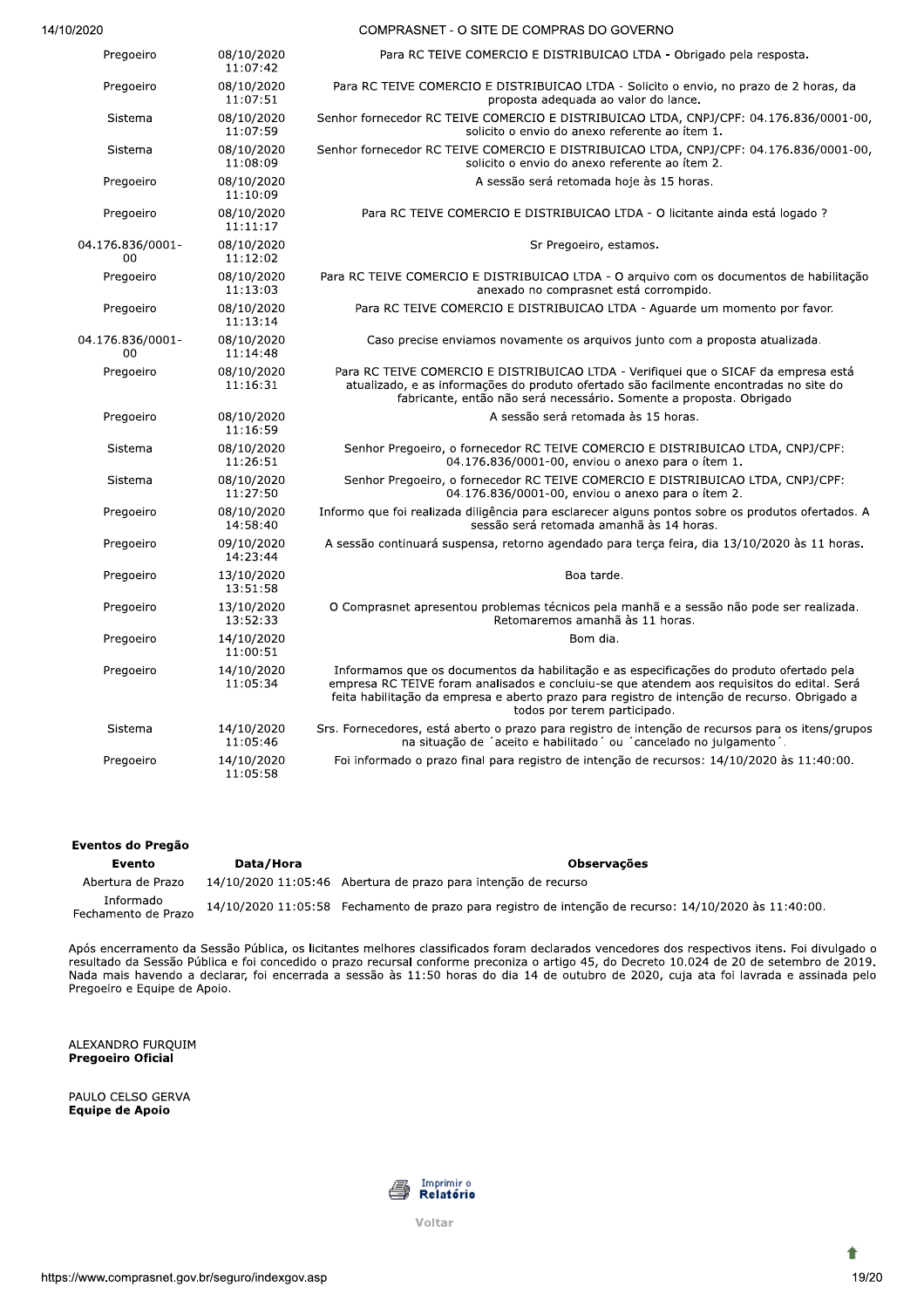| | | |
|---|---|---|
| Pregoeiro | 08/10/2020 11:07:42 | Para RC TEIVE COMERCIO E DISTRIBUICAO LTDA - Obrigado pela resposta. |
| Pregoeiro | 08/10/2020 11:07:51 | Para RC TEIVE COMERCIO E DISTRIBUICAO LTDA - Solicito o envio, no prazo de 2 horas, da proposta adequada ao valor do lance. |
| Sistema | 08/10/2020 11:07:59 | Senhor fornecedor RC TEIVE COMERCIO E DISTRIBUICAO LTDA, CNPJ/CPF: 04.176.836/0001-00, solicito o envio do anexo referente ao ítem 1. |
| Sistema | 08/10/2020 11:08:09 | Senhor fornecedor RC TEIVE COMERCIO E DISTRIBUICAO LTDA, CNPJ/CPF: 04.176.836/0001-00, solicito o envio do anexo referente ao ítem 2. |
| Pregoeiro | 08/10/2020 11:10:09 | A sessão será retomada hoje às 15 horas. |
| Pregoeiro | 08/10/2020 11:11:17 | Para RC TEIVE COMERCIO E DISTRIBUICAO LTDA - O licitante ainda está logado ? |
| 04.176.836/0001-00 | 08/10/2020 11:12:02 | Sr Pregoeiro, estamos. |
| Pregoeiro | 08/10/2020 11:13:03 | Para RC TEIVE COMERCIO E DISTRIBUICAO LTDA - O arquivo com os documentos de habilitação anexado no comprasnet está corrompido. |
| Pregoeiro | 08/10/2020 11:13:14 | Para RC TEIVE COMERCIO E DISTRIBUICAO LTDA - Aguarde um momento por favor. |
| 04.176.836/0001-00 | 08/10/2020 11:14:48 | Caso precise enviamos novamente os arquivos junto com a proposta atualizada. |
| Pregoeiro | 08/10/2020 11:16:31 | Para RC TEIVE COMERCIO E DISTRIBUICAO LTDA - Verifiquei que o SICAF da empresa está atualizado, e as informações do produto ofertado são facilmente encontradas no site do fabricante, então não será necessário. Somente a proposta. Obrigado |
| Pregoeiro | 08/10/2020 11:16:59 | A sessão será retomada às 15 horas. |
| Sistema | 08/10/2020 11:26:51 | Senhor Pregoeiro, o fornecedor RC TEIVE COMERCIO E DISTRIBUICAO LTDA, CNPJ/CPF: 04.176.836/0001-00, enviou o anexo para o ítem 1. |
| Sistema | 08/10/2020 11:27:50 | Senhor Pregoeiro, o fornecedor RC TEIVE COMERCIO E DISTRIBUICAO LTDA, CNPJ/CPF: 04.176.836/0001-00, enviou o anexo para o ítem 2. |
| Pregoeiro | 08/10/2020 14:58:40 | Informo que foi realizada diligência para esclarecer alguns pontos sobre os produtos ofertados. A sessão será retomada amanhã às 14 horas. |
| Pregoeiro | 09/10/2020 14:23:44 | A sessão continuará suspensa, retorno agendado para terça feira, dia 13/10/2020 às 11 horas. |
| Pregoeiro | 13/10/2020 13:51:58 | Boa tarde. |
| Pregoeiro | 13/10/2020 13:52:33 | O Comprasnet apresentou problemas técnicos pela manhã e a sessão não pode ser realizada. Retomaremos amanhã às 11 horas. |
| Pregoeiro | 14/10/2020 11:00:51 | Bom dia. |
| Pregoeiro | 14/10/2020 11:05:34 | Informamos que os documentos da habilitação e as especificações do produto ofertado pela empresa RC TEIVE foram analisados e concluiu-se que atendem aos requisitos do edital. Será feita habilitação da empresa e aberto prazo para registro de intenção de recurso. Obrigado a todos por terem participado. |
| Sistema | 14/10/2020 11:05:46 | Srs. Fornecedores, está aberto o prazo para registro de intenção de recursos para os itens/grupos na situação de ´aceito e habilitado´ ou ´cancelado no julgamento´. |
| Pregoeiro | 14/10/2020 11:05:58 | Foi informado o prazo final para registro de intenção de recursos: 14/10/2020 às 11:40:00. |

**Eventos do Pregão**

| Evento | Data/Hora | Observações |
|---|---|---|
| Abertura de Prazo | 14/10/2020 11:05:46 | Abertura de prazo para intenção de recurso |
| Informado Fechamento de Prazo | 14/10/2020 11:05:58 | Fechamento de prazo para registro de intenção de recurso: 14/10/2020 às 11:40:00. |

Após encerramento da Sessão Pública, os licitantes melhores classificados foram declarados vencedores dos respectivos itens. Foi divulgado o resultado da Sessão Pública e foi concedido o prazo recursal conforme preconiza o artigo 45, do Decreto 10.024 de 20 de setembro de 2019. Nada mais havendo a declarar, foi encerrada a sessão às 11:50 horas do dia 14 de outubro de 2020, cuja ata foi lavrada e assinada pelo Pregoeiro e Equipe de Apoio.

ALEXANDRO FURQUIM
**Pregoeiro Oficial**

PAULO CELSO GERVA
**Equipe de Apoio**